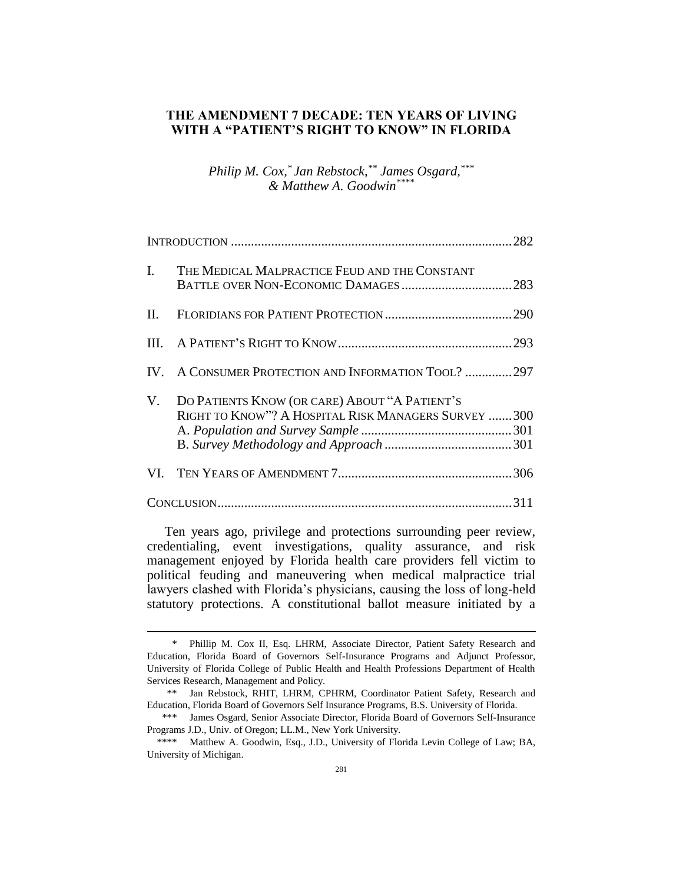# THE AMENDMENT 7 DECADE: TEN YEARS OF LIVING WITH A "PATIENT'S RIGHT TO KNOW" IN FLORIDA

*Philip M. Cox,\* Jan Rebstock,\*\* James Osgard,\*\*\* & Matthew A. Goodwin\*\*\*\**

| | | |
|---|---|---|
| INTRODUCTION | | 282 |
| I. | THE MEDICAL MALPRACTICE FEUD AND THE CONSTANT BATTLE OVER NON-ECONOMIC DAMAGES | 283 |
| II. | FLORIDIANS FOR PATIENT PROTECTION | 290 |
| III. | A PATIENT'S RIGHT TO KNOW | 293 |
| IV. | A CONSUMER PROTECTION AND INFORMATION TOOL? | 297 |
| V. | DO PATIENTS KNOW (OR CARE) ABOUT "A PATIENT'S RIGHT TO KNOW"? A HOSPITAL RISK MANAGERS SURVEY | 300 |
| | A. *Population and Survey Sample* | 301 |
| | B. *Survey Methodology and Approach* | 301 |
| VI. | TEN YEARS OF AMENDMENT 7 | 306 |
| CONCLUSION | | 311 |

Ten years ago, privilege and protections surrounding peer review, credentialing, event investigations, quality assurance, and risk management enjoyed by Florida health care providers fell victim to political feuding and maneuvering when medical malpractice trial lawyers clashed with Florida's physicians, causing the loss of long-held statutory protections. A constitutional ballot measure initiated by a

---

\* Phillip M. Cox II, Esq. LHRM, Associate Director, Patient Safety Research and Education, Florida Board of Governors Self-Insurance Programs and Adjunct Professor, University of Florida College of Public Health and Health Professions Department of Health Services Research, Management and Policy.

\*\* Jan Rebstock, RHIT, LHRM, CPHRM, Coordinator Patient Safety, Research and Education, Florida Board of Governors Self Insurance Programs, B.S. University of Florida.

\*\*\* James Osgard, Senior Associate Director, Florida Board of Governors Self-Insurance Programs J.D., Univ. of Oregon; LL.M., New York University.

\*\*\*\* Matthew A. Goodwin, Esq., J.D., University of Florida Levin College of Law; BA, University of Michigan.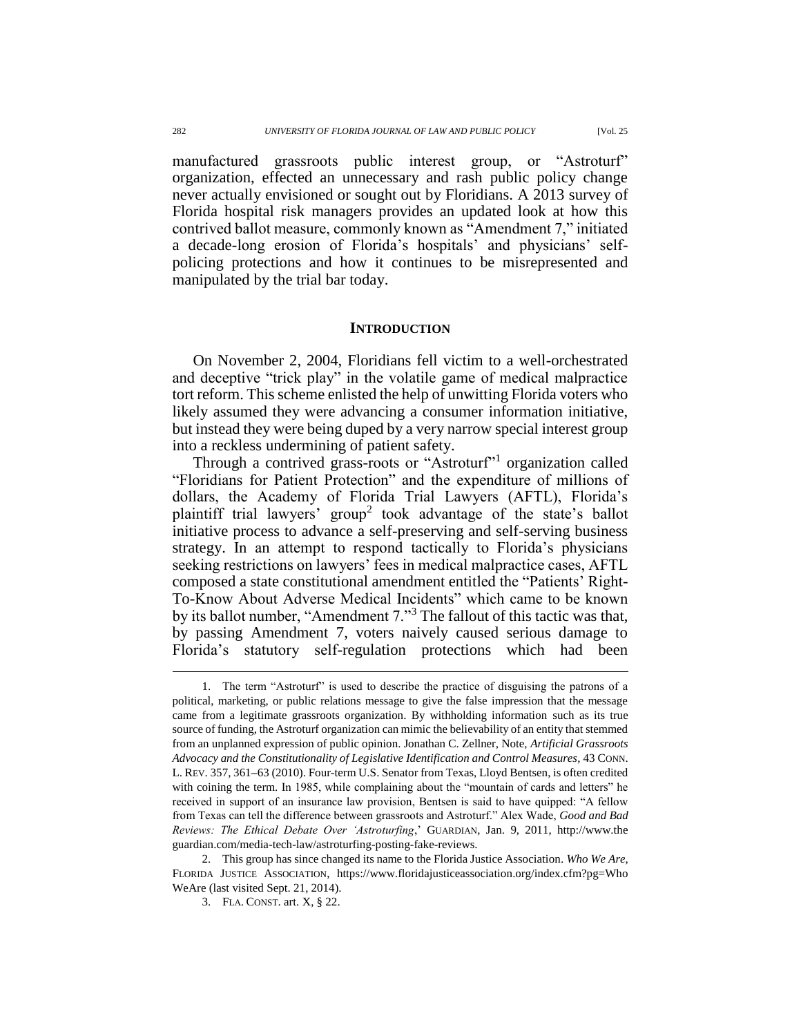manufactured grassroots public interest group, or "Astroturf" organization, effected an unnecessary and rash public policy change never actually envisioned or sought out by Floridians. A 2013 survey of Florida hospital risk managers provides an updated look at how this contrived ballot measure, commonly known as "Amendment 7," initiated a decade-long erosion of Florida's hospitals' and physicians' self-policing protections and how it continues to be misrepresented and manipulated by the trial bar today.

## INTRODUCTION

On November 2, 2004, Floridians fell victim to a well-orchestrated and deceptive "trick play" in the volatile game of medical malpractice tort reform. This scheme enlisted the help of unwitting Florida voters who likely assumed they were advancing a consumer information initiative, but instead they were being duped by a very narrow special interest group into a reckless undermining of patient safety.

Through a contrived grass-roots or "Astroturf"[1] organization called "Floridians for Patient Protection" and the expenditure of millions of dollars, the Academy of Florida Trial Lawyers (AFTL), Florida's plaintiff trial lawyers' group[2] took advantage of the state's ballot initiative process to advance a self-preserving and self-serving business strategy. In an attempt to respond tactically to Florida's physicians seeking restrictions on lawyers' fees in medical malpractice cases, AFTL composed a state constitutional amendment entitled the "Patients' Right-To-Know About Adverse Medical Incidents" which came to be known by its ballot number, "Amendment 7."[3] The fallout of this tactic was that, by passing Amendment 7, voters naively caused serious damage to Florida's statutory self-regulation protections which had been

---

1. The term "Astroturf" is used to describe the practice of disguising the patrons of a political, marketing, or public relations message to give the false impression that the message came from a legitimate grassroots organization. By withholding information such as its true source of funding, the Astroturf organization can mimic the believability of an entity that stemmed from an unplanned expression of public opinion. Jonathan C. Zellner, Note, *Artificial Grassroots Advocacy and the Constitutionality of Legislative Identification and Control Measures*, 43 CONN. L. REV. 357, 361–63 (2010). Four-term U.S. Senator from Texas, Lloyd Bentsen, is often credited with coining the term. In 1985, while complaining about the "mountain of cards and letters" he received in support of an insurance law provision, Bentsen is said to have quipped: "A fellow from Texas can tell the difference between grassroots and Astroturf." Alex Wade, *Good and Bad Reviews: The Ethical Debate Over 'Astroturfing*,' GUARDIAN, Jan. 9, 2011, http://www.theguardian.com/media-tech-law/astroturfing-posting-fake-reviews.

2. This group has since changed its name to the Florida Justice Association. *Who We Are*, FLORIDA JUSTICE ASSOCIATION, https://www.floridajusticeassociation.org/index.cfm?pg=WhoWeAre (last visited Sept. 21, 2014).

3. FLA. CONST. art. X, § 22.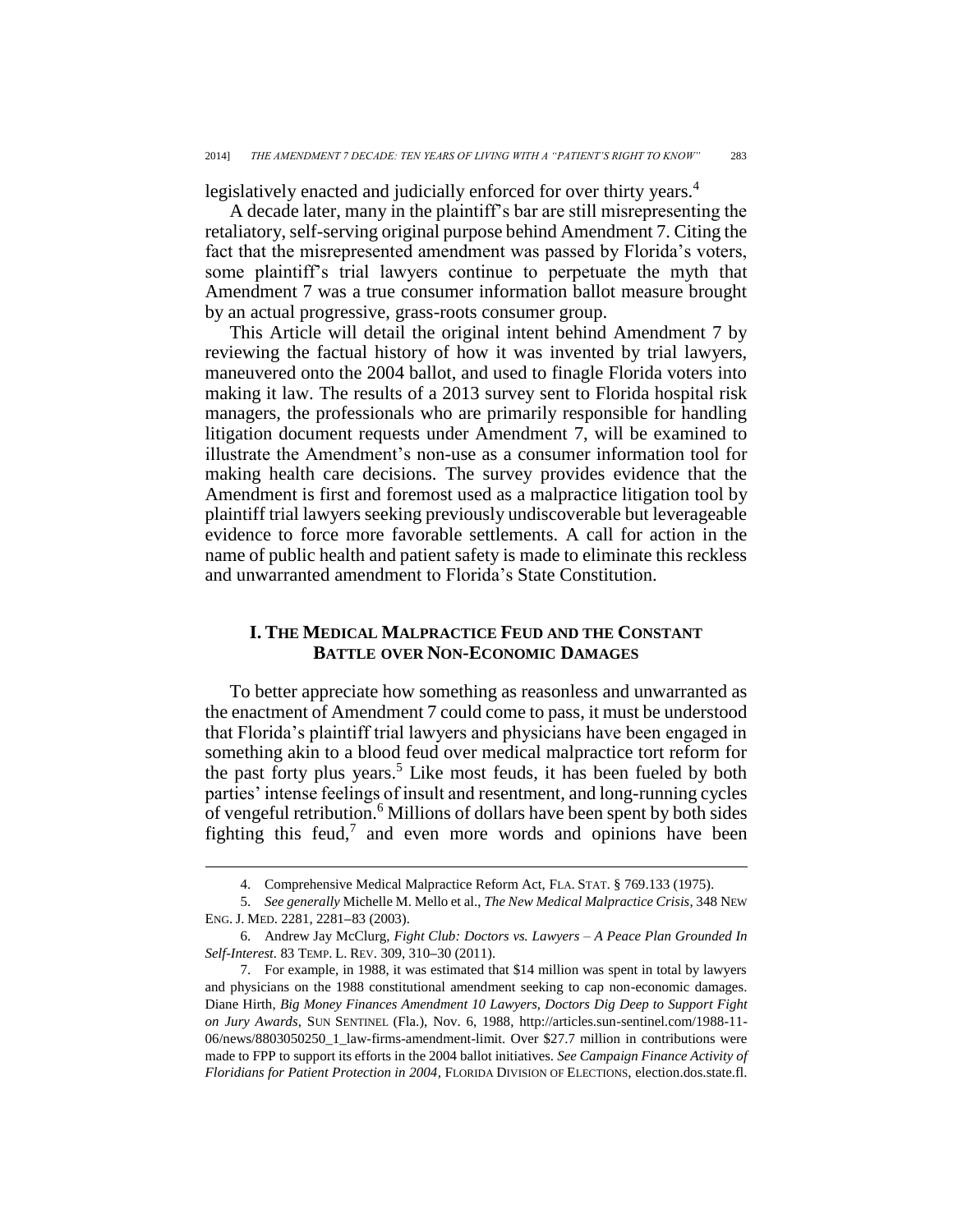legislatively enacted and judicially enforced for over thirty years.[4]

A decade later, many in the plaintiff's bar are still misrepresenting the retaliatory, self-serving original purpose behind Amendment 7. Citing the fact that the misrepresented amendment was passed by Florida's voters, some plaintiff's trial lawyers continue to perpetuate the myth that Amendment 7 was a true consumer information ballot measure brought by an actual progressive, grass-roots consumer group.

This Article will detail the original intent behind Amendment 7 by reviewing the factual history of how it was invented by trial lawyers, maneuvered onto the 2004 ballot, and used to finagle Florida voters into making it law. The results of a 2013 survey sent to Florida hospital risk managers, the professionals who are primarily responsible for handling litigation document requests under Amendment 7, will be examined to illustrate the Amendment's non-use as a consumer information tool for making health care decisions. The survey provides evidence that the Amendment is first and foremost used as a malpractice litigation tool by plaintiff trial lawyers seeking previously undiscoverable but leverageable evidence to force more favorable settlements. A call for action in the name of public health and patient safety is made to eliminate this reckless and unwarranted amendment to Florida's State Constitution.

## I. THE MEDICAL MALPRACTICE FEUD AND THE CONSTANT BATTLE OVER NON-ECONOMIC DAMAGES

To better appreciate how something as reasonless and unwarranted as the enactment of Amendment 7 could come to pass, it must be understood that Florida's plaintiff trial lawyers and physicians have been engaged in something akin to a blood feud over medical malpractice tort reform for the past forty plus years.[5] Like most feuds, it has been fueled by both parties' intense feelings of insult and resentment, and long-running cycles of vengeful retribution.[6] Millions of dollars have been spent by both sides fighting this feud,[7] and even more words and opinions have been

---

4. Comprehensive Medical Malpractice Reform Act, FLA. STAT. § 769.133 (1975).

5. *See generally* Michelle M. Mello et al., *The New Medical Malpractice Crisis*, 348 NEW ENG. J. MED. 2281, 2281–83 (2003).

6. Andrew Jay McClurg, *Fight Club: Doctors vs. Lawyers – A Peace Plan Grounded In Self-Interest*. 83 TEMP. L. REV. 309, 310–30 (2011).

7. For example, in 1988, it was estimated that $14 million was spent in total by lawyers and physicians on the 1988 constitutional amendment seeking to cap non-economic damages. Diane Hirth, *Big Money Finances Amendment 10 Lawyers, Doctors Dig Deep to Support Fight on Jury Awards*, SUN SENTINEL (Fla.), Nov. 6, 1988, http://articles.sun-sentinel.com/1988-11-06/news/8803050250_1_law-firms-amendment-limit. Over $27.7 million in contributions were made to FPP to support its efforts in the 2004 ballot initiatives. *See Campaign Finance Activity of Floridians for Patient Protection in 2004*, FLORIDA DIVISION OF ELECTIONS, election.dos.state.fl.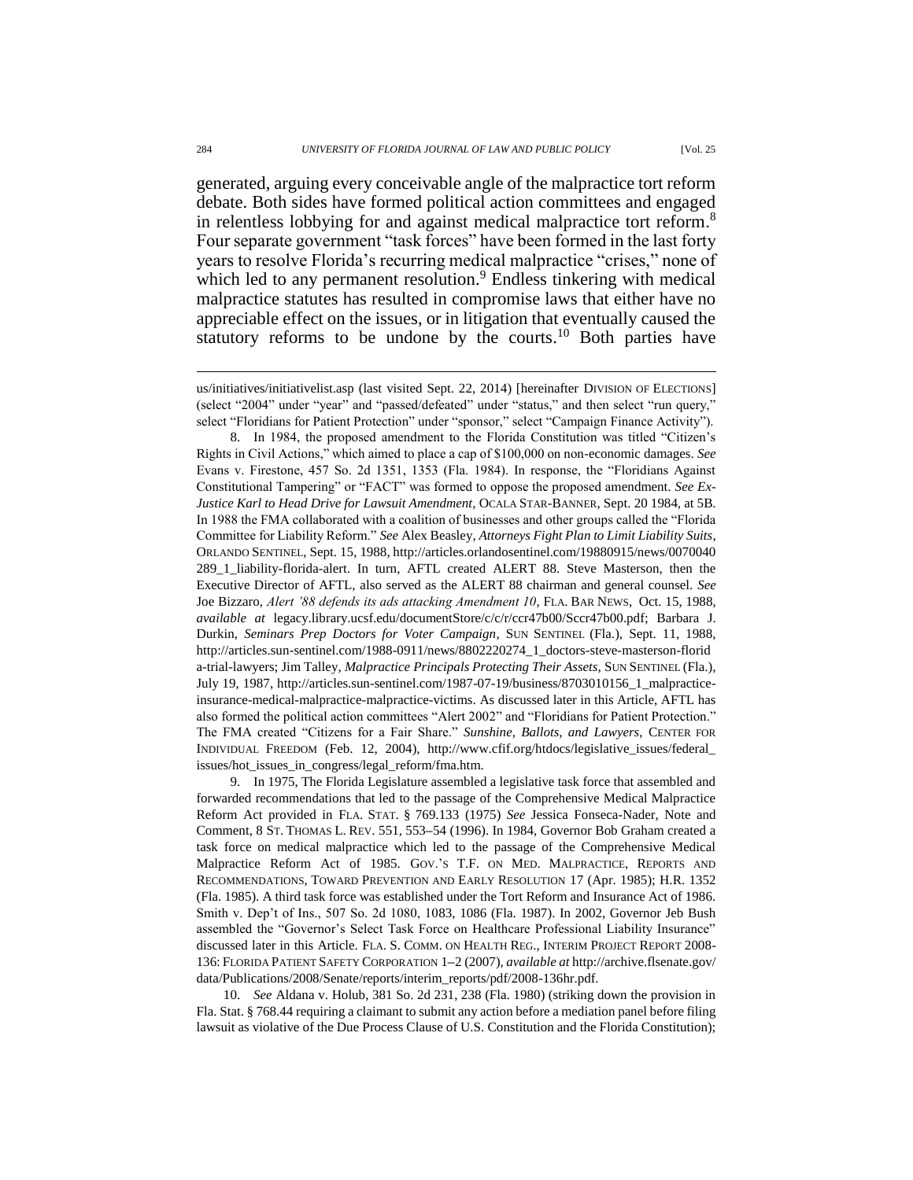generated, arguing every conceivable angle of the malpractice tort reform debate. Both sides have formed political action committees and engaged in relentless lobbying for and against medical malpractice tort reform.[8] Four separate government "task forces" have been formed in the last forty years to resolve Florida's recurring medical malpractice "crises," none of which led to any permanent resolution.[9] Endless tinkering with medical malpractice statutes has resulted in compromise laws that either have no appreciable effect on the issues, or in litigation that eventually caused the statutory reforms to be undone by the courts.[10] Both parties have

---

us/initiatives/initiativelist.asp (last visited Sept. 22, 2014) [hereinafter DIVISION OF ELECTIONS] (select "2004" under "year" and "passed/defeated" under "status," and then select "run query," select "Floridians for Patient Protection" under "sponsor," select "Campaign Finance Activity").

8. In 1984, the proposed amendment to the Florida Constitution was titled "Citizen's Rights in Civil Actions," which aimed to place a cap of $100,000 on non-economic damages. *See* Evans v. Firestone, 457 So. 2d 1351, 1353 (Fla. 1984). In response, the "Floridians Against Constitutional Tampering" or "FACT" was formed to oppose the proposed amendment. *See Ex-Justice Karl to Head Drive for Lawsuit Amendment*, OCALA STAR-BANNER, Sept. 20 1984, at 5B. In 1988 the FMA collaborated with a coalition of businesses and other groups called the "Florida Committee for Liability Reform." *See* Alex Beasley, *Attorneys Fight Plan to Limit Liability Suits*, ORLANDO SENTINEL, Sept. 15, 1988, http://articles.orlandosentinel.com/19880915/news/0070040289_1_liability-florida-alert. In turn, AFTL created ALERT 88. Steve Masterson, then the Executive Director of AFTL, also served as the ALERT 88 chairman and general counsel. *See* Joe Bizzaro, *Alert '88 defends its ads attacking Amendment 10*, FLA. BAR NEWS, Oct. 15, 1988, *available at* legacy.library.ucsf.edu/documentStore/c/c/r/ccr47b00/Sccr47b00.pdf; Barbara J. Durkin, *Seminars Prep Doctors for Voter Campaign*, SUN SENTINEL (Fla.), Sept. 11, 1988, http://articles.sun-sentinel.com/1988-0911/news/8802220274_1_doctors-steve-masterson-florida-trial-lawyers; Jim Talley, *Malpractice Principals Protecting Their Assets*, SUN SENTINEL (Fla.), July 19, 1987, http://articles.sun-sentinel.com/1987-07-19/business/8703010156_1_malpractice-insurance-medical-malpractice-malpractice-victims. As discussed later in this Article, AFTL has also formed the political action committees "Alert 2002" and "Floridians for Patient Protection." The FMA created "Citizens for a Fair Share." *Sunshine, Ballots, and Lawyers*, CENTER FOR INDIVIDUAL FREEDOM (Feb. 12, 2004), http://www.cfif.org/htdocs/legislative_issues/federal_issues/hot_issues_in_congress/legal_reform/fma.htm.

9. In 1975, The Florida Legislature assembled a legislative task force that assembled and forwarded recommendations that led to the passage of the Comprehensive Medical Malpractice Reform Act provided in FLA. STAT. § 769.133 (1975) *See* Jessica Fonseca-Nader, Note and Comment, 8 ST. THOMAS L. REV. 551, 553–54 (1996). In 1984, Governor Bob Graham created a task force on medical malpractice which led to the passage of the Comprehensive Medical Malpractice Reform Act of 1985. GOV.'S T.F. ON MED. MALPRACTICE, REPORTS AND RECOMMENDATIONS, TOWARD PREVENTION AND EARLY RESOLUTION 17 (Apr. 1985); H.R. 1352 (Fla. 1985). A third task force was established under the Tort Reform and Insurance Act of 1986. Smith v. Dep't of Ins., 507 So. 2d 1080, 1083, 1086 (Fla. 1987). In 2002, Governor Jeb Bush assembled the "Governor's Select Task Force on Healthcare Professional Liability Insurance" discussed later in this Article. FLA. S. COMM. ON HEALTH REG., INTERIM PROJECT REPORT 2008-136: FLORIDA PATIENT SAFETY CORPORATION 1–2 (2007), *available at* http://archive.flsenate.gov/data/Publications/2008/Senate/reports/interim_reports/pdf/2008-136hr.pdf.

10. *See* Aldana v. Holub, 381 So. 2d 231, 238 (Fla. 1980) (striking down the provision in Fla. Stat. § 768.44 requiring a claimant to submit any action before a mediation panel before filing lawsuit as violative of the Due Process Clause of U.S. Constitution and the Florida Constitution);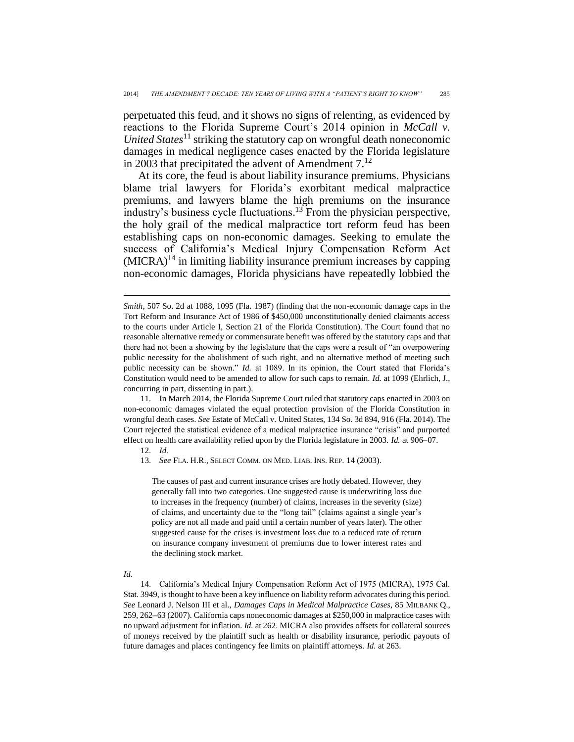perpetuated this feud, and it shows no signs of relenting, as evidenced by reactions to the Florida Supreme Court's 2014 opinion in *McCall v. United States*[11] striking the statutory cap on wrongful death noneconomic damages in medical negligence cases enacted by the Florida legislature in 2003 that precipitated the advent of Amendment 7.[12]

At its core, the feud is about liability insurance premiums. Physicians blame trial lawyers for Florida's exorbitant medical malpractice premiums, and lawyers blame the high premiums on the insurance industry's business cycle fluctuations.[13] From the physician perspective, the holy grail of the medical malpractice tort reform feud has been establishing caps on non-economic damages. Seeking to emulate the success of California's Medical Injury Compensation Reform Act (MICRA)[14] in limiting liability insurance premium increases by capping non-economic damages, Florida physicians have repeatedly lobbied the

---

*Smith*, 507 So. 2d at 1088, 1095 (Fla. 1987) (finding that the non-economic damage caps in the Tort Reform and Insurance Act of 1986 of $450,000 unconstitutionally denied claimants access to the courts under Article I, Section 21 of the Florida Constitution). The Court found that no reasonable alternative remedy or commensurate benefit was offered by the statutory caps and that there had not been a showing by the legislature that the caps were a result of "an overpowering public necessity for the abolishment of such right, and no alternative method of meeting such public necessity can be shown." *Id.* at 1089. In its opinion, the Court stated that Florida's Constitution would need to be amended to allow for such caps to remain. *Id.* at 1099 (Ehrlich, J., concurring in part, dissenting in part.).

11. In March 2014, the Florida Supreme Court ruled that statutory caps enacted in 2003 on non-economic damages violated the equal protection provision of the Florida Constitution in wrongful death cases. *See* Estate of McCall v. United States, 134 So. 3d 894, 916 (Fla. 2014). The Court rejected the statistical evidence of a medical malpractice insurance "crisis" and purported effect on health care availability relied upon by the Florida legislature in 2003. *Id.* at 906–07.

12. *Id.*

13. *See* FLA. H.R., SELECT COMM. ON MED. LIAB. INS. REP. 14 (2003).

> The causes of past and current insurance crises are hotly debated. However, they generally fall into two categories. One suggested cause is underwriting loss due to increases in the frequency (number) of claims, increases in the severity (size) of claims, and uncertainty due to the "long tail" (claims against a single year's policy are not all made and paid until a certain number of years later). The other suggested cause for the crises is investment loss due to a reduced rate of return on insurance company investment of premiums due to lower interest rates and the declining stock market.

*Id.*

14. California's Medical Injury Compensation Reform Act of 1975 (MICRA), 1975 Cal. Stat. 3949, is thought to have been a key influence on liability reform advocates during this period. *See* Leonard J. Nelson III et al., *Damages Caps in Medical Malpractice Cases*, 85 MILBANK Q., 259, 262–63 (2007). California caps noneconomic damages at $250,000 in malpractice cases with no upward adjustment for inflation. *Id.* at 262. MICRA also provides offsets for collateral sources of moneys received by the plaintiff such as health or disability insurance, periodic payouts of future damages and places contingency fee limits on plaintiff attorneys. *Id.* at 263.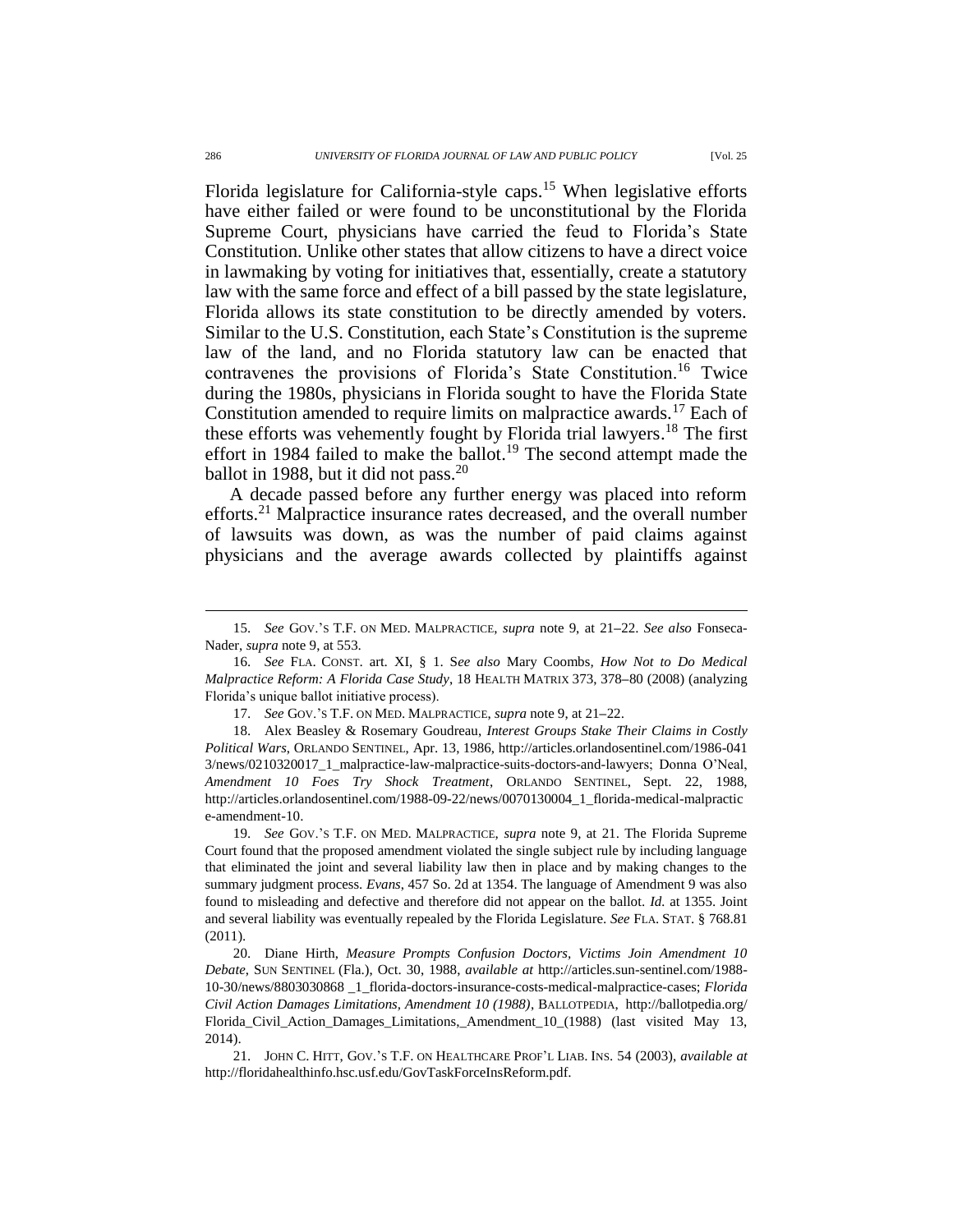Florida legislature for California-style caps.[15] When legislative efforts have either failed or were found to be unconstitutional by the Florida Supreme Court, physicians have carried the feud to Florida's State Constitution. Unlike other states that allow citizens to have a direct voice in lawmaking by voting for initiatives that, essentially, create a statutory law with the same force and effect of a bill passed by the state legislature, Florida allows its state constitution to be directly amended by voters. Similar to the U.S. Constitution, each State's Constitution is the supreme law of the land, and no Florida statutory law can be enacted that contravenes the provisions of Florida's State Constitution.[16] Twice during the 1980s, physicians in Florida sought to have the Florida State Constitution amended to require limits on malpractice awards.[17] Each of these efforts was vehemently fought by Florida trial lawyers.[18] The first effort in 1984 failed to make the ballot.[19] The second attempt made the ballot in 1988, but it did not pass.[20]

A decade passed before any further energy was placed into reform efforts.[21] Malpractice insurance rates decreased, and the overall number of lawsuits was down, as was the number of paid claims against physicians and the average awards collected by plaintiffs against

---

15. *See* GOV.'S T.F. ON MED. MALPRACTICE, *supra* note 9, at 21–22. *See also* Fonseca-Nader, *supra* note 9, at 553.

16. *See* FLA. CONST. art. XI, § 1. S*ee also* Mary Coombs, *How Not to Do Medical Malpractice Reform: A Florida Case Study*, 18 HEALTH MATRIX 373, 378–80 (2008) (analyzing Florida's unique ballot initiative process).

17. *See* GOV.'S T.F. ON MED. MALPRACTICE, *supra* note 9, at 21–22.

18. Alex Beasley & Rosemary Goudreau, *Interest Groups Stake Their Claims in Costly Political Wars*, ORLANDO SENTINEL, Apr. 13, 1986, http://articles.orlandosentinel.com/1986-0413/news/0210320017_1_malpractice-law-malpractice-suits-doctors-and-lawyers; Donna O'Neal, *Amendment 10 Foes Try Shock Treatment*, ORLANDO SENTINEL, Sept. 22, 1988, http://articles.orlandosentinel.com/1988-09-22/news/0070130004_1_florida-medical-malpractice-amendment-10.

19. *See* GOV.'S T.F. ON MED. MALPRACTICE, *supra* note 9, at 21. The Florida Supreme Court found that the proposed amendment violated the single subject rule by including language that eliminated the joint and several liability law then in place and by making changes to the summary judgment process. *Evans*, 457 So. 2d at 1354. The language of Amendment 9 was also found to misleading and defective and therefore did not appear on the ballot. *Id.* at 1355. Joint and several liability was eventually repealed by the Florida Legislature. *See* FLA. STAT. § 768.81 (2011).

20. Diane Hirth, *Measure Prompts Confusion Doctors, Victims Join Amendment 10 Debate*, SUN SENTINEL (Fla.), Oct. 30, 1988, *available at* http://articles.sun-sentinel.com/1988-10-30/news/8803030868 _1_florida-doctors-insurance-costs-medical-malpractice-cases; *Florida Civil Action Damages Limitations, Amendment 10 (1988)*, BALLOTPEDIA, http://ballotpedia.org/Florida_Civil_Action_Damages_Limitations,_Amendment_10_(1988) (last visited May 13, 2014).

21. JOHN C. HITT, GOV.'S T.F. ON HEALTHCARE PROF'L LIAB. INS. 54 (2003), *available at* http://floridahealthinfo.hsc.usf.edu/GovTaskForceInsReform.pdf.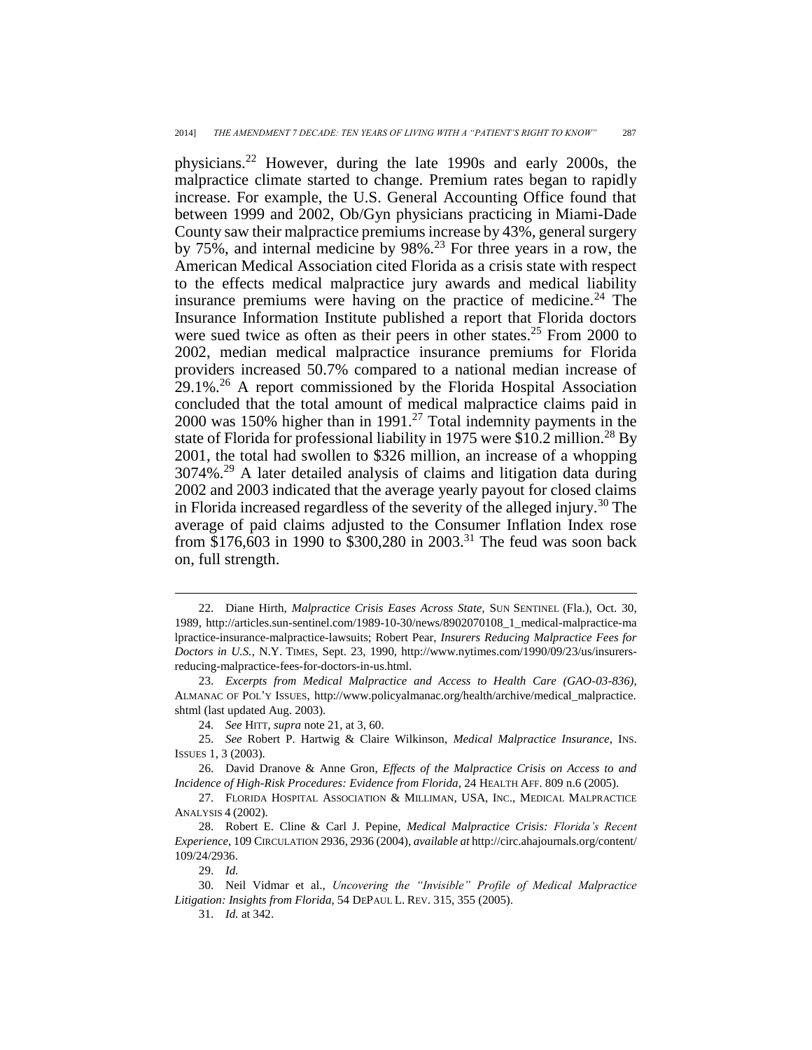physicians.[22] However, during the late 1990s and early 2000s, the malpractice climate started to change. Premium rates began to rapidly increase. For example, the U.S. General Accounting Office found that between 1999 and 2002, Ob/Gyn physicians practicing in Miami-Dade County saw their malpractice premiums increase by 43%, general surgery by 75%, and internal medicine by 98%.[23] For three years in a row, the American Medical Association cited Florida as a crisis state with respect to the effects medical malpractice jury awards and medical liability insurance premiums were having on the practice of medicine.[24] The Insurance Information Institute published a report that Florida doctors were sued twice as often as their peers in other states.[25] From 2000 to 2002, median medical malpractice insurance premiums for Florida providers increased 50.7% compared to a national median increase of 29.1%.[26] A report commissioned by the Florida Hospital Association concluded that the total amount of medical malpractice claims paid in 2000 was 150% higher than in 1991.[27] Total indemnity payments in the state of Florida for professional liability in 1975 were $10.2 million.[28] By 2001, the total had swollen to $326 million, an increase of a whopping 3074%.[29] A later detailed analysis of claims and litigation data during 2002 and 2003 indicated that the average yearly payout for closed claims in Florida increased regardless of the severity of the alleged injury.[30] The average of paid claims adjusted to the Consumer Inflation Index rose from $176,603 in 1990 to $300,280 in 2003.[31] The feud was soon back on, full strength.

---

22. Diane Hirth, *Malpractice Crisis Eases Across State*, SUN SENTINEL (Fla.), Oct. 30, 1989, http://articles.sun-sentinel.com/1989-10-30/news/8902070108_1_medical-malpractice-malpractice-insurance-malpractice-lawsuits; Robert Pear, *Insurers Reducing Malpractice Fees for Doctors in U.S.*, N.Y. TIMES, Sept. 23, 1990, http://www.nytimes.com/1990/09/23/us/insurers-reducing-malpractice-fees-for-doctors-in-us.html.

23. *Excerpts from Medical Malpractice and Access to Health Care (GAO-03-836)*, ALMANAC OF POL'Y ISSUES, http://www.policyalmanac.org/health/archive/medical_malpractice.shtml (last updated Aug. 2003).

24. *See* HITT, *supra* note 21, at 3, 60.

25. *See* Robert P. Hartwig & Claire Wilkinson, *Medical Malpractice Insurance*, INS. ISSUES 1, 3 (2003).

26. David Dranove & Anne Gron, *Effects of the Malpractice Crisis on Access to and Incidence of High-Risk Procedures: Evidence from Florida*, 24 HEALTH AFF. 809 n.6 (2005).

27. FLORIDA HOSPITAL ASSOCIATION & MILLIMAN, USA, INC., MEDICAL MALPRACTICE ANALYSIS 4 (2002).

28. Robert E. Cline & Carl J. Pepine, *Medical Malpractice Crisis: Florida's Recent Experience*, 109 CIRCULATION 2936, 2936 (2004), *available at* http://circ.ahajournals.org/content/109/24/2936.

29. *Id.*

30. Neil Vidmar et al., *Uncovering the "Invisible" Profile of Medical Malpractice Litigation: Insights from Florida*, 54 DEPAUL L. REV. 315, 355 (2005).

31. *Id.* at 342.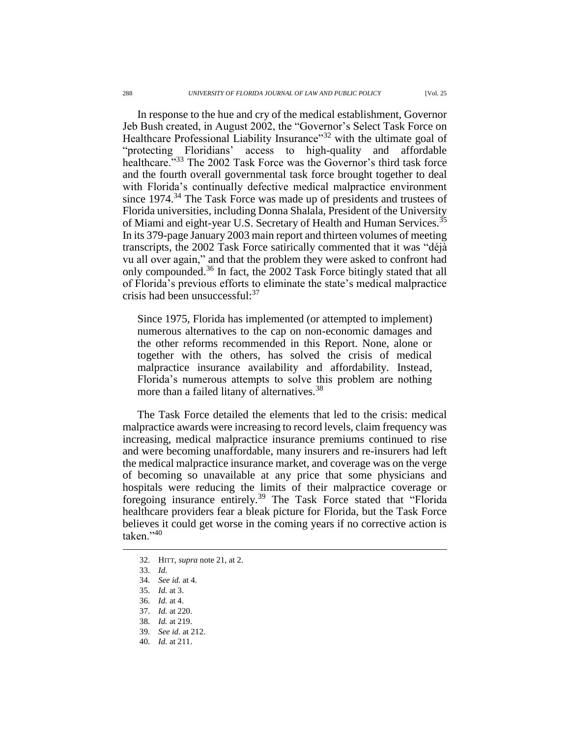In response to the hue and cry of the medical establishment, Governor Jeb Bush created, in August 2002, the "Governor's Select Task Force on Healthcare Professional Liability Insurance"[32] with the ultimate goal of "protecting Floridians' access to high-quality and affordable healthcare."[33] The 2002 Task Force was the Governor's third task force and the fourth overall governmental task force brought together to deal with Florida's continually defective medical malpractice environment since 1974.[34] The Task Force was made up of presidents and trustees of Florida universities, including Donna Shalala, President of the University of Miami and eight-year U.S. Secretary of Health and Human Services.[35] In its 379-page January 2003 main report and thirteen volumes of meeting transcripts, the 2002 Task Force satirically commented that it was "déjà vu all over again," and that the problem they were asked to confront had only compounded.[36] In fact, the 2002 Task Force bitingly stated that all of Florida's previous efforts to eliminate the state's medical malpractice crisis had been unsuccessful:[37]

> Since 1975, Florida has implemented (or attempted to implement) numerous alternatives to the cap on non-economic damages and the other reforms recommended in this Report. None, alone or together with the others, has solved the crisis of medical malpractice insurance availability and affordability. Instead, Florida's numerous attempts to solve this problem are nothing more than a failed litany of alternatives.[38]

The Task Force detailed the elements that led to the crisis: medical malpractice awards were increasing to record levels, claim frequency was increasing, medical malpractice insurance premiums continued to rise and were becoming unaffordable, many insurers and re-insurers had left the medical malpractice insurance market, and coverage was on the verge of becoming so unavailable at any price that some physicians and hospitals were reducing the limits of their malpractice coverage or foregoing insurance entirely.[39] The Task Force stated that "Florida healthcare providers fear a bleak picture for Florida, but the Task Force believes it could get worse in the coming years if no corrective action is taken."[40]

---

32. HITT, *supra* note 21, at 2.
33. *Id.*
34. *See id.* at 4.
35. *Id.* at 3.
36. *Id.* at 4.
37. *Id.* at 220.
38. *Id.* at 219.
39. *See id.* at 212.
40. *Id.* at 211.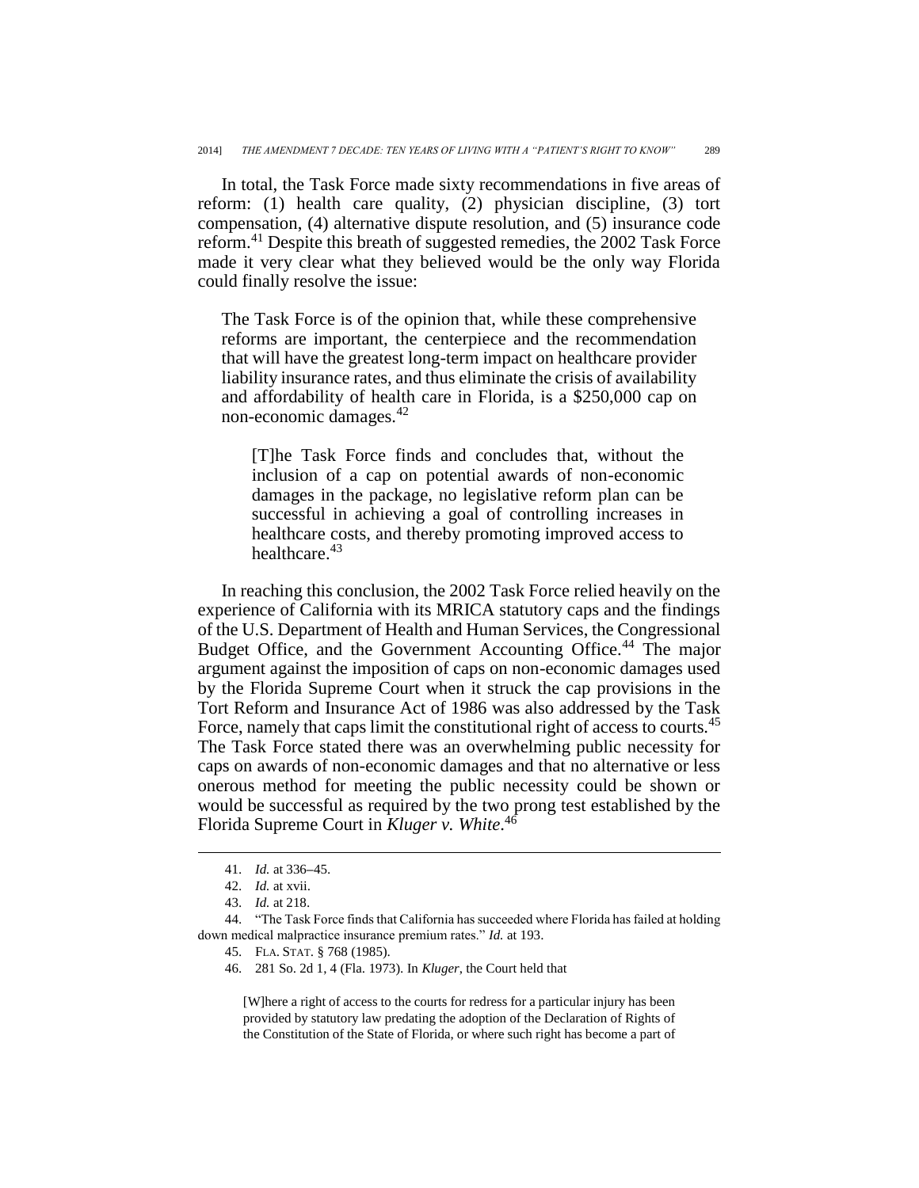In total, the Task Force made sixty recommendations in five areas of reform: (1) health care quality, (2) physician discipline, (3) tort compensation, (4) alternative dispute resolution, and (5) insurance code reform.[41] Despite this breath of suggested remedies, the 2002 Task Force made it very clear what they believed would be the only way Florida could finally resolve the issue:

> The Task Force is of the opinion that, while these comprehensive reforms are important, the centerpiece and the recommendation that will have the greatest long-term impact on healthcare provider liability insurance rates, and thus eliminate the crisis of availability and affordability of health care in Florida, is a $250,000 cap on non-economic damages.[42]
>
> > [T]he Task Force finds and concludes that, without the inclusion of a cap on potential awards of non-economic damages in the package, no legislative reform plan can be successful in achieving a goal of controlling increases in healthcare costs, and thereby promoting improved access to healthcare.[43]

In reaching this conclusion, the 2002 Task Force relied heavily on the experience of California with its MRICA statutory caps and the findings of the U.S. Department of Health and Human Services, the Congressional Budget Office, and the Government Accounting Office.[44] The major argument against the imposition of caps on non-economic damages used by the Florida Supreme Court when it struck the cap provisions in the Tort Reform and Insurance Act of 1986 was also addressed by the Task Force, namely that caps limit the constitutional right of access to courts.[45] The Task Force stated there was an overwhelming public necessity for caps on awards of non-economic damages and that no alternative or less onerous method for meeting the public necessity could be shown or would be successful as required by the two prong test established by the Florida Supreme Court in *Kluger v. White*.[46]

---

41. *Id.* at 336–45.

42. *Id.* at xvii.

43. *Id.* at 218.

44. "The Task Force finds that California has succeeded where Florida has failed at holding down medical malpractice insurance premium rates." *Id.* at 193.

45. FLA. STAT. § 768 (1985).

46. 281 So. 2d 1, 4 (Fla. 1973). In *Kluger*, the Court held that

> [W]here a right of access to the courts for redress for a particular injury has been provided by statutory law predating the adoption of the Declaration of Rights of the Constitution of the State of Florida, or where such right has become a part of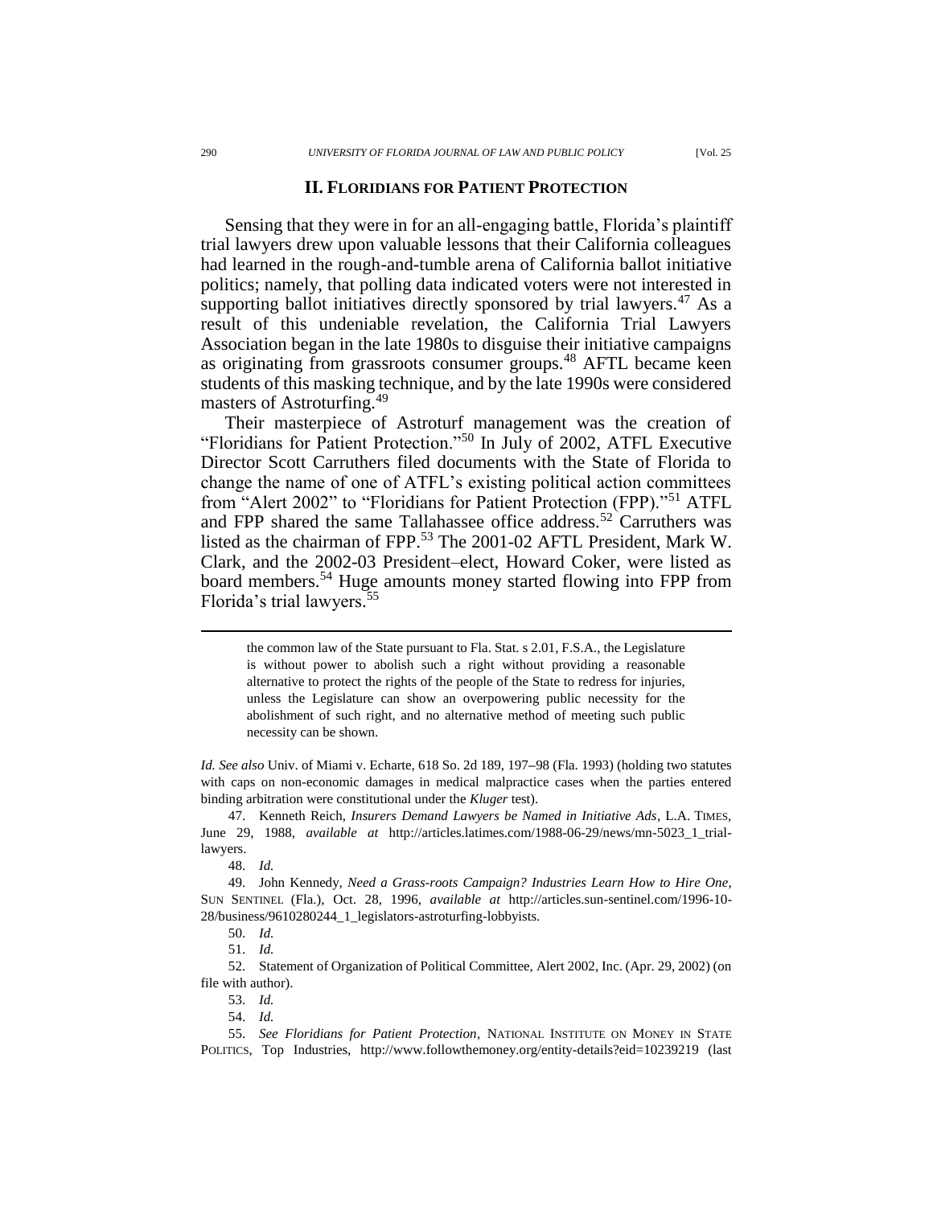## II. FLORIDIANS FOR PATIENT PROTECTION

Sensing that they were in for an all-engaging battle, Florida's plaintiff trial lawyers drew upon valuable lessons that their California colleagues had learned in the rough-and-tumble arena of California ballot initiative politics; namely, that polling data indicated voters were not interested in supporting ballot initiatives directly sponsored by trial lawyers.[47] As a result of this undeniable revelation, the California Trial Lawyers Association began in the late 1980s to disguise their initiative campaigns as originating from grassroots consumer groups.[48] AFTL became keen students of this masking technique, and by the late 1990s were considered masters of Astroturfing.[49]

Their masterpiece of Astroturf management was the creation of "Floridians for Patient Protection."[50] In July of 2002, ATFL Executive Director Scott Carruthers filed documents with the State of Florida to change the name of one of ATFL's existing political action committees from "Alert 2002" to "Floridians for Patient Protection (FPP)."[51] ATFL and FPP shared the same Tallahassee office address.[52] Carruthers was listed as the chairman of FPP.[53] The 2001-02 AFTL President, Mark W. Clark, and the 2002-03 President–elect, Howard Coker, were listed as board members.[54] Huge amounts money started flowing into FPP from Florida's trial lawyers.[55]

---

> the common law of the State pursuant to Fla. Stat. s 2.01, F.S.A., the Legislature is without power to abolish such a right without providing a reasonable alternative to protect the rights of the people of the State to redress for injuries, unless the Legislature can show an overpowering public necessity for the abolishment of such right, and no alternative method of meeting such public necessity can be shown.

*Id. See also* Univ. of Miami v. Echarte, 618 So. 2d 189, 197–98 (Fla. 1993) (holding two statutes with caps on non-economic damages in medical malpractice cases when the parties entered binding arbitration were constitutional under the *Kluger* test).

47. Kenneth Reich, *Insurers Demand Lawyers be Named in Initiative Ads*, L.A. TIMES, June 29, 1988, *available at* http://articles.latimes.com/1988-06-29/news/mn-5023_1_trial-lawyers.

48. *Id.*

49. John Kennedy, *Need a Grass-roots Campaign? Industries Learn How to Hire One*, SUN SENTINEL (Fla.), Oct. 28, 1996, *available at* http://articles.sun-sentinel.com/1996-10-28/business/9610280244_1_legislators-astroturfing-lobbyists.

50. *Id.*

51. *Id.*

52. Statement of Organization of Political Committee, Alert 2002, Inc. (Apr. 29, 2002) (on file with author).

53. *Id.*

54. *Id.*

55. *See Floridians for Patient Protection*, NATIONAL INSTITUTE ON MONEY IN STATE POLITICS, Top Industries, http://www.followthemoney.org/entity-details?eid=10239219 (last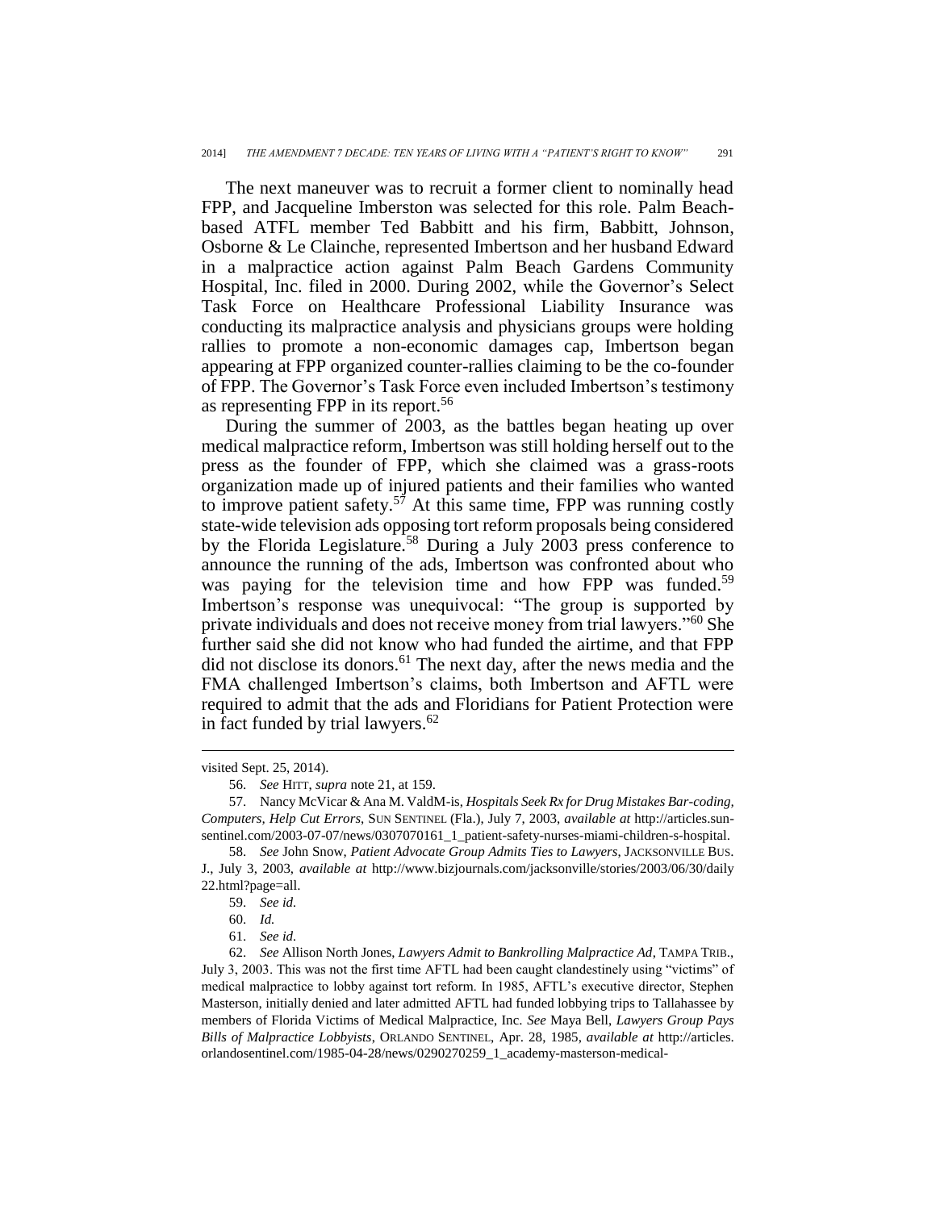The next maneuver was to recruit a former client to nominally head FPP, and Jacqueline Imberston was selected for this role. Palm Beach-based ATFL member Ted Babbitt and his firm, Babbitt, Johnson, Osborne & Le Clainche, represented Imbertson and her husband Edward in a malpractice action against Palm Beach Gardens Community Hospital, Inc. filed in 2000. During 2002, while the Governor's Select Task Force on Healthcare Professional Liability Insurance was conducting its malpractice analysis and physicians groups were holding rallies to promote a non-economic damages cap, Imbertson began appearing at FPP organized counter-rallies claiming to be the co-founder of FPP. The Governor's Task Force even included Imbertson's testimony as representing FPP in its report.[56]

During the summer of 2003, as the battles began heating up over medical malpractice reform, Imbertson was still holding herself out to the press as the founder of FPP, which she claimed was a grass-roots organization made up of injured patients and their families who wanted to improve patient safety.[57] At this same time, FPP was running costly state-wide television ads opposing tort reform proposals being considered by the Florida Legislature.[58] During a July 2003 press conference to announce the running of the ads, Imbertson was confronted about who was paying for the television time and how FPP was funded.[59] Imbertson's response was unequivocal: "The group is supported by private individuals and does not receive money from trial lawyers."[60] She further said she did not know who had funded the airtime, and that FPP did not disclose its donors.[61] The next day, after the news media and the FMA challenged Imbertson's claims, both Imbertson and AFTL were required to admit that the ads and Floridians for Patient Protection were in fact funded by trial lawyers.[62]

---

visited Sept. 25, 2014).

56. *See* HITT, *supra* note 21, at 159.

57. Nancy McVicar & Ana M. ValdM-is, *Hospitals Seek Rx for Drug Mistakes Bar-coding, Computers, Help Cut Errors*, SUN SENTINEL (Fla.), July 7, 2003, *available at* http://articles.sun-sentinel.com/2003-07-07/news/0307070161_1_patient-safety-nurses-miami-children-s-hospital.

58. *See* John Snow, *Patient Advocate Group Admits Ties to Lawyers*, JACKSONVILLE BUS. J., July 3, 2003, *available at* http://www.bizjournals.com/jacksonville/stories/2003/06/30/daily22.html?page=all.

59. *See id.*

60. *Id.*

61. *See id.*

62. *See* Allison North Jones, *Lawyers Admit to Bankrolling Malpractice Ad*, TAMPA TRIB., July 3, 2003. This was not the first time AFTL had been caught clandestinely using "victims" of medical malpractice to lobby against tort reform. In 1985, AFTL's executive director, Stephen Masterson, initially denied and later admitted AFTL had funded lobbying trips to Tallahassee by members of Florida Victims of Medical Malpractice, Inc. *See* Maya Bell, *Lawyers Group Pays Bills of Malpractice Lobbyists*, ORLANDO SENTINEL, Apr. 28, 1985, *available at* http://articles.orlandosentinel.com/1985-04-28/news/0290270259_1_academy-masterson-medical-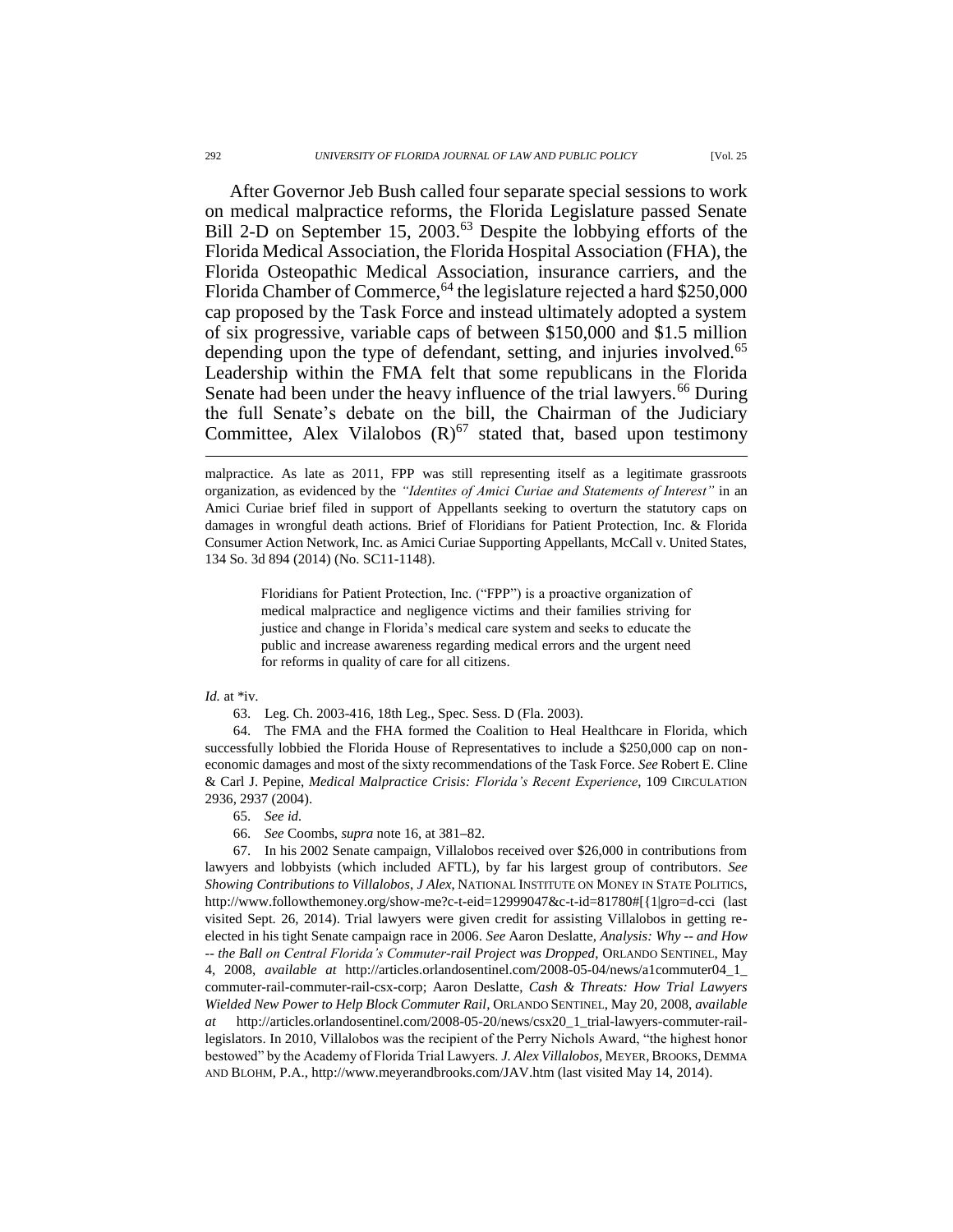After Governor Jeb Bush called four separate special sessions to work on medical malpractice reforms, the Florida Legislature passed Senate Bill 2-D on September 15, 2003.[63] Despite the lobbying efforts of the Florida Medical Association, the Florida Hospital Association (FHA), the Florida Osteopathic Medical Association, insurance carriers, and the Florida Chamber of Commerce,[64] the legislature rejected a hard $250,000 cap proposed by the Task Force and instead ultimately adopted a system of six progressive, variable caps of between $150,000 and $1.5 million depending upon the type of defendant, setting, and injuries involved.[65] Leadership within the FMA felt that some republicans in the Florida Senate had been under the heavy influence of the trial lawyers.[66] During the full Senate's debate on the bill, the Chairman of the Judiciary Committee, Alex Vilalobos (R)[67] stated that, based upon testimony

---

malpractice. As late as 2011, FPP was still representing itself as a legitimate grassroots organization, as evidenced by the *"Identites of Amici Curiae and Statements of Interest"* in an Amici Curiae brief filed in support of Appellants seeking to overturn the statutory caps on damages in wrongful death actions. Brief of Floridians for Patient Protection, Inc. & Florida Consumer Action Network, Inc. as Amici Curiae Supporting Appellants, McCall v. United States, 134 So. 3d 894 (2014) (No. SC11-1148).

> Floridians for Patient Protection, Inc. ("FPP") is a proactive organization of medical malpractice and negligence victims and their families striving for justice and change in Florida's medical care system and seeks to educate the public and increase awareness regarding medical errors and the urgent need for reforms in quality of care for all citizens.

*Id.* at *iv.

63. Leg. Ch. 2003-416, 18th Leg., Spec. Sess. D (Fla. 2003).

64. The FMA and the FHA formed the Coalition to Heal Healthcare in Florida, which successfully lobbied the Florida House of Representatives to include a $250,000 cap on non-economic damages and most of the sixty recommendations of the Task Force. *See* Robert E. Cline & Carl J. Pepine, *Medical Malpractice Crisis: Florida's Recent Experience*, 109 CIRCULATION 2936, 2937 (2004).

65. *See id.*

66. *See* Coombs, *supra* note 16, at 381–82.

67. In his 2002 Senate campaign, Villalobos received over $26,000 in contributions from lawyers and lobbyists (which included AFTL), by far his largest group of contributors. *See Showing Contributions to Villalobos, J Alex*, NATIONAL INSTITUTE ON MONEY IN STATE POLITICS, http://www.followthemoney.org/show-me?c-t-eid=12999047&c-t-id=81780#[{1|gro=d-cci (last visited Sept. 26, 2014). Trial lawyers were given credit for assisting Villalobos in getting re-elected in his tight Senate campaign race in 2006. *See* Aaron Deslatte, *Analysis: Why -- and How -- the Ball on Central Florida's Commuter-rail Project was Dropped*, ORLANDO SENTINEL, May 4, 2008, *available at* http://articles.orlandosentinel.com/2008-05-04/news/a1commuter04_1_commuter-rail-commuter-rail-csx-corp; Aaron Deslatte, *Cash & Threats: How Trial Lawyers Wielded New Power to Help Block Commuter Rail*, ORLANDO SENTINEL, May 20, 2008, *available at* http://articles.orlandosentinel.com/2008-05-20/news/csx20_1_trial-lawyers-commuter-rail-legislators. In 2010, Villalobos was the recipient of the Perry Nichols Award, "the highest honor bestowed" by the Academy of Florida Trial Lawyers. *J. Alex Villalobos*, MEYER, BROOKS, DEMMA AND BLOHM, P.A., http://www.meyerandbrooks.com/JAV.htm (last visited May 14, 2014).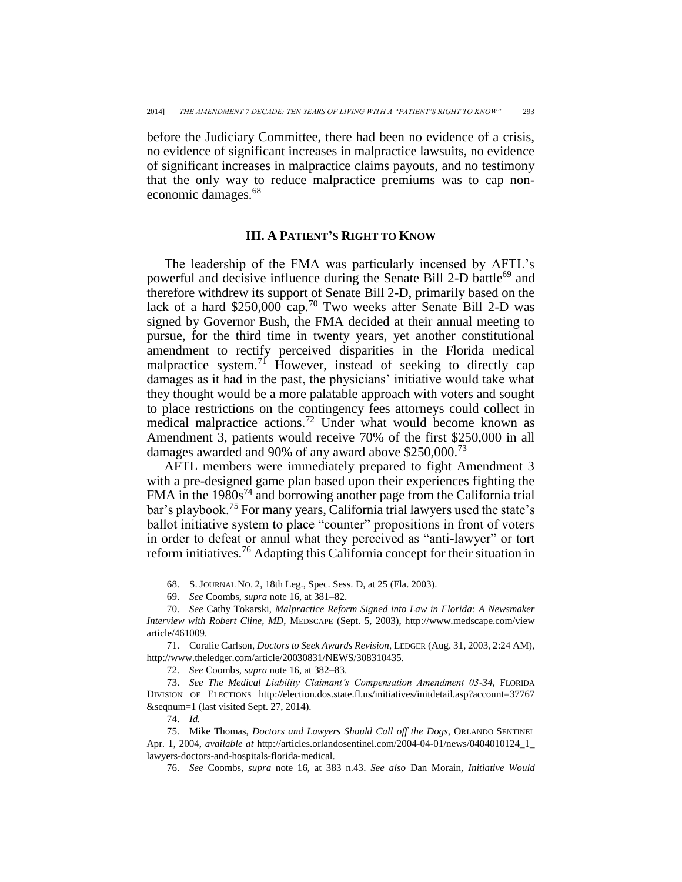before the Judiciary Committee, there had been no evidence of a crisis, no evidence of significant increases in malpractice lawsuits, no evidence of significant increases in malpractice claims payouts, and no testimony that the only way to reduce malpractice premiums was to cap non-economic damages.[68]

## III. A PATIENT'S RIGHT TO KNOW

The leadership of the FMA was particularly incensed by AFTL's powerful and decisive influence during the Senate Bill 2-D battle[69] and therefore withdrew its support of Senate Bill 2-D, primarily based on the lack of a hard $250,000 cap.[70] Two weeks after Senate Bill 2-D was signed by Governor Bush, the FMA decided at their annual meeting to pursue, for the third time in twenty years, yet another constitutional amendment to rectify perceived disparities in the Florida medical malpractice system.[71] However, instead of seeking to directly cap damages as it had in the past, the physicians' initiative would take what they thought would be a more palatable approach with voters and sought to place restrictions on the contingency fees attorneys could collect in medical malpractice actions.[72] Under what would become known as Amendment 3, patients would receive 70% of the first $250,000 in all damages awarded and 90% of any award above $250,000.[73]

AFTL members were immediately prepared to fight Amendment 3 with a pre-designed game plan based upon their experiences fighting the FMA in the 1980s[74] and borrowing another page from the California trial bar's playbook.[75] For many years, California trial lawyers used the state's ballot initiative system to place "counter" propositions in front of voters in order to defeat or annul what they perceived as "anti-lawyer" or tort reform initiatives.[76] Adapting this California concept for their situation in

---

68. S. JOURNAL NO. 2, 18th Leg., Spec. Sess. D, at 25 (Fla. 2003).

69. *See* Coombs, *supra* note 16, at 381–82.

70. *See* Cathy Tokarski, *Malpractice Reform Signed into Law in Florida: A Newsmaker Interview with Robert Cline, MD*, MEDSCAPE (Sept. 5, 2003), http://www.medscape.com/viewarticle/461009.

71. Coralie Carlson, *Doctors to Seek Awards Revision*, LEDGER (Aug. 31, 2003, 2:24 AM), http://www.theledger.com/article/20030831/NEWS/308310435.

72. *See* Coombs, *supra* note 16, at 382–83.

73. *See The Medical Liability Claimant's Compensation Amendment 03-34*, FLORIDA DIVISION OF ELECTIONS http://election.dos.state.fl.us/initiatives/initdetail.asp?account=37767&seqnum=1 (last visited Sept. 27, 2014).

74. *Id.*

75. Mike Thomas, *Doctors and Lawyers Should Call off the Dogs*, ORLANDO SENTINEL Apr. 1, 2004, *available at* http://articles.orlandosentinel.com/2004-04-01/news/0404010124_1_lawyers-doctors-and-hospitals-florida-medical.

76. *See* Coombs, *supra* note 16, at 383 n.43. *See also* Dan Morain, *Initiative Would*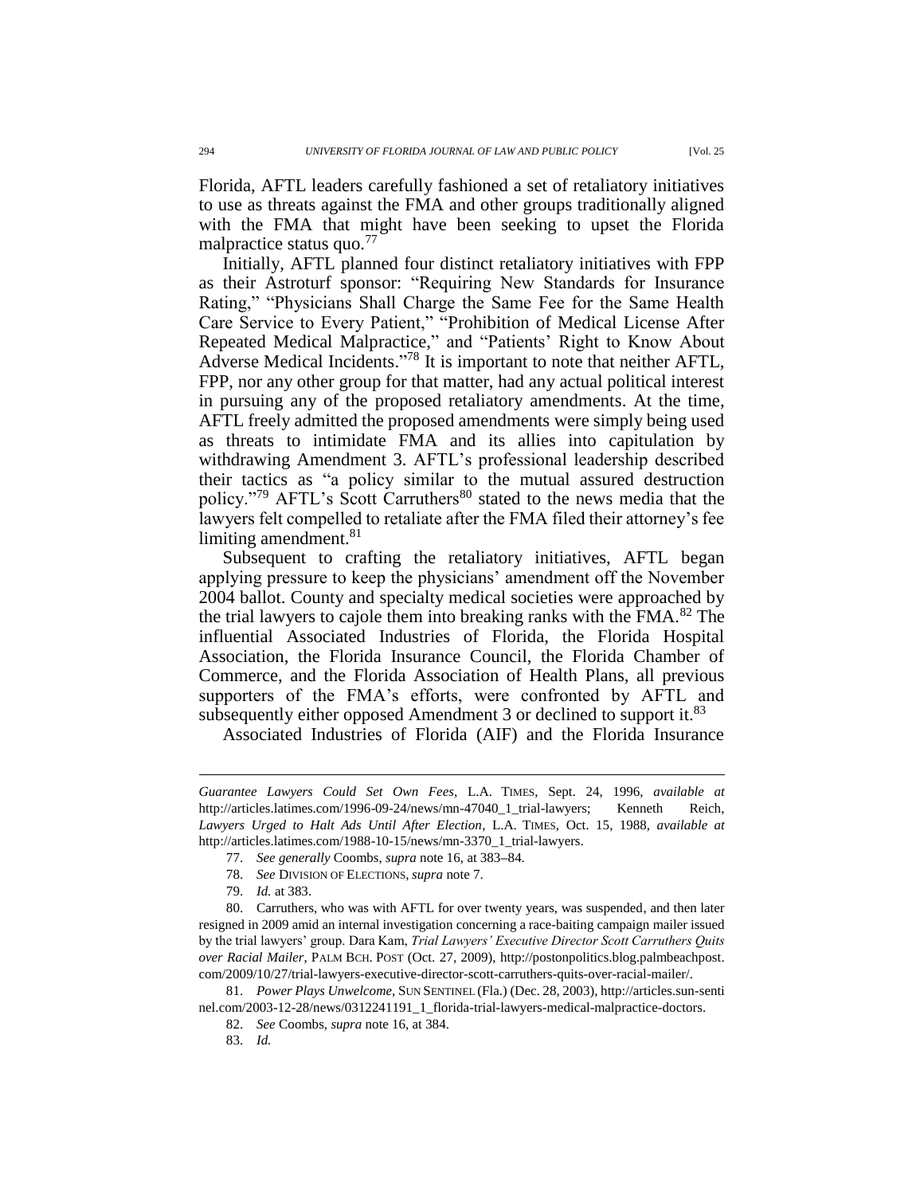Florida, AFTL leaders carefully fashioned a set of retaliatory initiatives to use as threats against the FMA and other groups traditionally aligned with the FMA that might have been seeking to upset the Florida malpractice status quo.[77]

Initially, AFTL planned four distinct retaliatory initiatives with FPP as their Astroturf sponsor: "Requiring New Standards for Insurance Rating," "Physicians Shall Charge the Same Fee for the Same Health Care Service to Every Patient," "Prohibition of Medical License After Repeated Medical Malpractice," and "Patients' Right to Know About Adverse Medical Incidents."[78] It is important to note that neither AFTL, FPP, nor any other group for that matter, had any actual political interest in pursuing any of the proposed retaliatory amendments. At the time, AFTL freely admitted the proposed amendments were simply being used as threats to intimidate FMA and its allies into capitulation by withdrawing Amendment 3. AFTL's professional leadership described their tactics as "a policy similar to the mutual assured destruction policy."[79] AFTL's Scott Carruthers[80] stated to the news media that the lawyers felt compelled to retaliate after the FMA filed their attorney's fee limiting amendment.[81]

Subsequent to crafting the retaliatory initiatives, AFTL began applying pressure to keep the physicians' amendment off the November 2004 ballot. County and specialty medical societies were approached by the trial lawyers to cajole them into breaking ranks with the FMA.[82] The influential Associated Industries of Florida, the Florida Hospital Association, the Florida Insurance Council, the Florida Chamber of Commerce, and the Florida Association of Health Plans, all previous supporters of the FMA's efforts, were confronted by AFTL and subsequently either opposed Amendment 3 or declined to support it.[83]

Associated Industries of Florida (AIF) and the Florida Insurance

---

*Guarantee Lawyers Could Set Own Fees*, L.A. TIMES, Sept. 24, 1996, *available at* http://articles.latimes.com/1996-09-24/news/mn-47040_1_trial-lawyers; Kenneth Reich, *Lawyers Urged to Halt Ads Until After Election*, L.A. TIMES, Oct. 15, 1988, *available at* http://articles.latimes.com/1988-10-15/news/mn-3370_1_trial-lawyers.

77. *See generally* Coombs, *supra* note 16, at 383–84.

78. *See* DIVISION OF ELECTIONS, *supra* note 7.

79. *Id.* at 383.

80. Carruthers, who was with AFTL for over twenty years, was suspended, and then later resigned in 2009 amid an internal investigation concerning a race-baiting campaign mailer issued by the trial lawyers' group. Dara Kam, *Trial Lawyers' Executive Director Scott Carruthers Quits over Racial Mailer*, PALM BCH. POST (Oct. 27, 2009), http://postonpolitics.blog.palmbeachpost.com/2009/10/27/trial-lawyers-executive-director-scott-carruthers-quits-over-racial-mailer/.

81. *Power Plays Unwelcome*, SUN SENTINEL (Fla.) (Dec. 28, 2003), http://articles.sun-sentinel.com/2003-12-28/news/0312241191_1_florida-trial-lawyers-medical-malpractice-doctors.

82. *See* Coombs, *supra* note 16, at 384.

83. *Id.*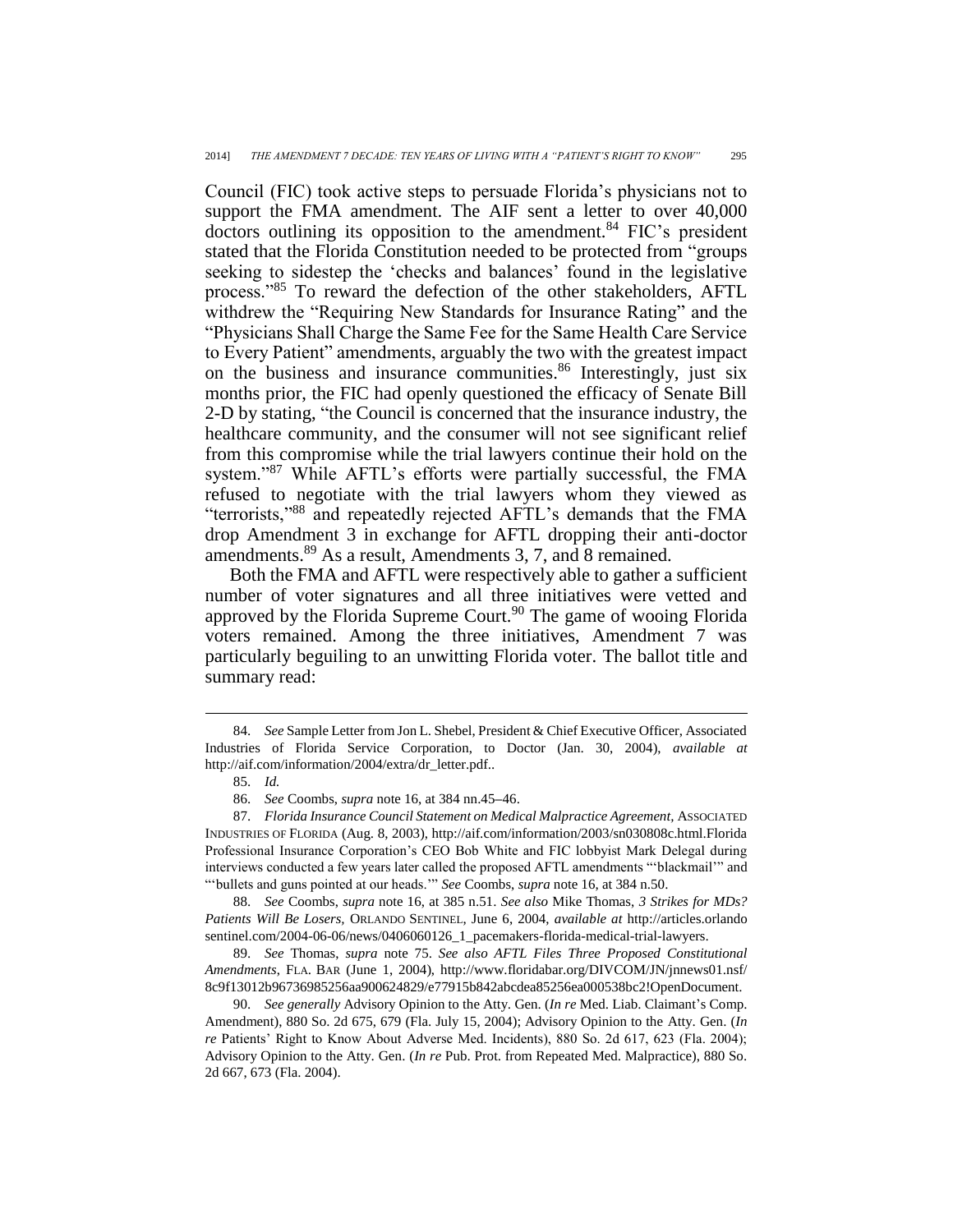Council (FIC) took active steps to persuade Florida's physicians not to support the FMA amendment. The AIF sent a letter to over 40,000 doctors outlining its opposition to the amendment.[84] FIC's president stated that the Florida Constitution needed to be protected from "groups seeking to sidestep the 'checks and balances' found in the legislative process."[85] To reward the defection of the other stakeholders, AFTL withdrew the "Requiring New Standards for Insurance Rating" and the "Physicians Shall Charge the Same Fee for the Same Health Care Service to Every Patient" amendments, arguably the two with the greatest impact on the business and insurance communities.[86] Interestingly, just six months prior, the FIC had openly questioned the efficacy of Senate Bill 2-D by stating, "the Council is concerned that the insurance industry, the healthcare community, and the consumer will not see significant relief from this compromise while the trial lawyers continue their hold on the system."[87] While AFTL's efforts were partially successful, the FMA refused to negotiate with the trial lawyers whom they viewed as "terrorists,"[88] and repeatedly rejected AFTL's demands that the FMA drop Amendment 3 in exchange for AFTL dropping their anti-doctor amendments.[89] As a result, Amendments 3, 7, and 8 remained.

Both the FMA and AFTL were respectively able to gather a sufficient number of voter signatures and all three initiatives were vetted and approved by the Florida Supreme Court.[90] The game of wooing Florida voters remained. Among the three initiatives, Amendment 7 was particularly beguiling to an unwitting Florida voter. The ballot title and summary read:

---

84. *See* Sample Letter from Jon L. Shebel, President & Chief Executive Officer, Associated Industries of Florida Service Corporation, to Doctor (Jan. 30, 2004), *available at* http://aif.com/information/2004/extra/dr_letter.pdf..

85. *Id.*

86. *See* Coombs, *supra* note 16, at 384 nn.45–46.

87. *Florida Insurance Council Statement on Medical Malpractice Agreement*, ASSOCIATED INDUSTRIES OF FLORIDA (Aug. 8, 2003), http://aif.com/information/2003/sn030808c.html.Florida Professional Insurance Corporation's CEO Bob White and FIC lobbyist Mark Delegal during interviews conducted a few years later called the proposed AFTL amendments "'blackmail'" and "'bullets and guns pointed at our heads.'" *See* Coombs, *supra* note 16, at 384 n.50.

88. *See* Coombs, *supra* note 16, at 385 n.51. *See also* Mike Thomas, *3 Strikes for MDs? Patients Will Be Losers*, ORLANDO SENTINEL, June 6, 2004, *available at* http://articles.orlandosentinel.com/2004-06-06/news/0406060126_1_pacemakers-florida-medical-trial-lawyers.

89. *See* Thomas, *supra* note 75. *See also AFTL Files Three Proposed Constitutional Amendments*, FLA. BAR (June 1, 2004), http://www.floridabar.org/DIVCOM/JN/jnnews01.nsf/8c9f13012b96736985256aa900624829/e77915b842abcdea85256ea000538bc2!OpenDocument.

90. *See generally* Advisory Opinion to the Atty. Gen. (*In re* Med. Liab. Claimant's Comp. Amendment), 880 So. 2d 675, 679 (Fla. July 15, 2004); Advisory Opinion to the Atty. Gen. (*In re* Patients' Right to Know About Adverse Med. Incidents), 880 So. 2d 617, 623 (Fla. 2004); Advisory Opinion to the Atty. Gen. (*In re* Pub. Prot. from Repeated Med. Malpractice), 880 So. 2d 667, 673 (Fla. 2004).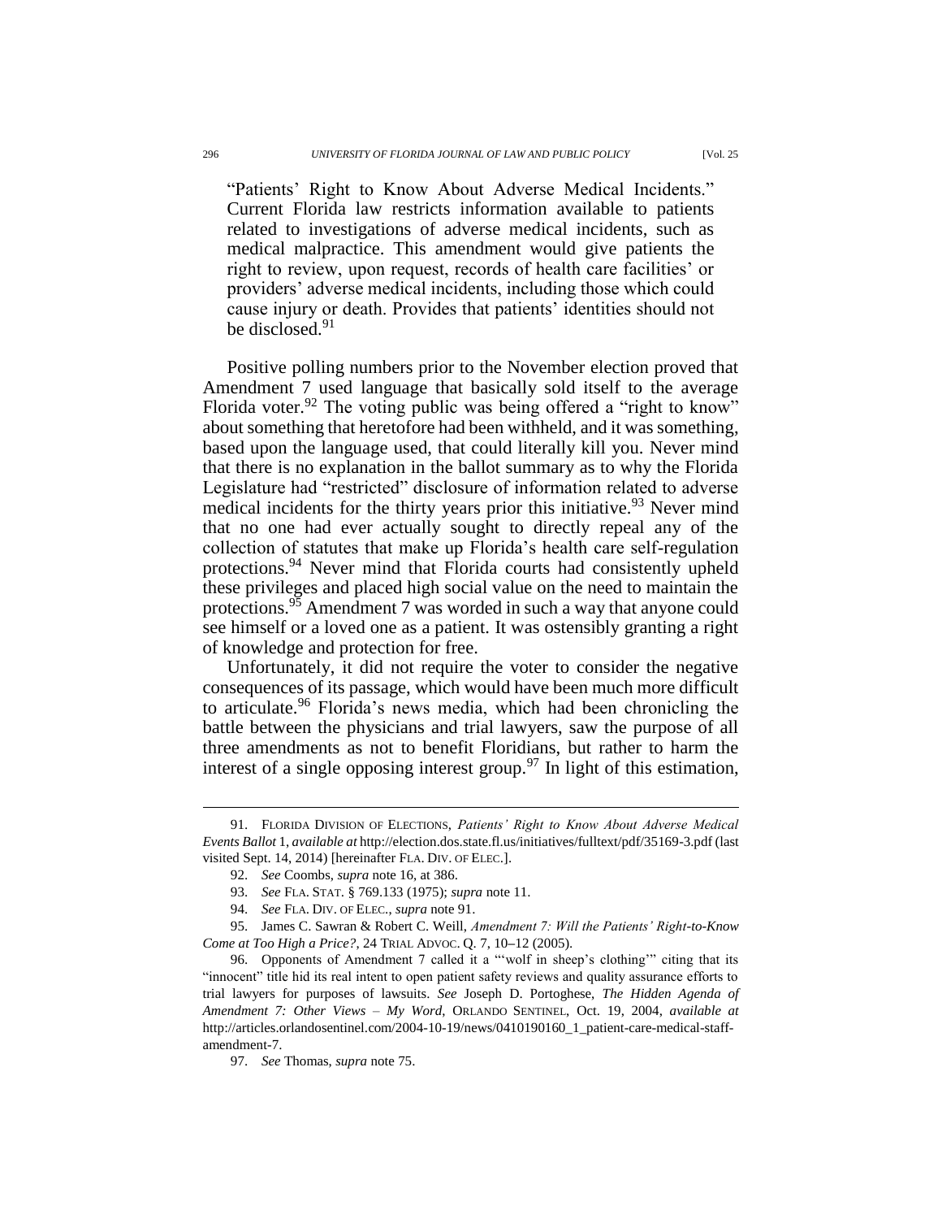> "Patients' Right to Know About Adverse Medical Incidents." Current Florida law restricts information available to patients related to investigations of adverse medical incidents, such as medical malpractice. This amendment would give patients the right to review, upon request, records of health care facilities' or providers' adverse medical incidents, including those which could cause injury or death. Provides that patients' identities should not be disclosed.[91]

Positive polling numbers prior to the November election proved that Amendment 7 used language that basically sold itself to the average Florida voter.[92] The voting public was being offered a "right to know" about something that heretofore had been withheld, and it was something, based upon the language used, that could literally kill you. Never mind that there is no explanation in the ballot summary as to why the Florida Legislature had "restricted" disclosure of information related to adverse medical incidents for the thirty years prior this initiative.[93] Never mind that no one had ever actually sought to directly repeal any of the collection of statutes that make up Florida's health care self-regulation protections.[94] Never mind that Florida courts had consistently upheld these privileges and placed high social value on the need to maintain the protections.[95] Amendment 7 was worded in such a way that anyone could see himself or a loved one as a patient. It was ostensibly granting a right of knowledge and protection for free.

Unfortunately, it did not require the voter to consider the negative consequences of its passage, which would have been much more difficult to articulate.[96] Florida's news media, which had been chronicling the battle between the physicians and trial lawyers, saw the purpose of all three amendments as not to benefit Floridians, but rather to harm the interest of a single opposing interest group.[97] In light of this estimation,

---

91. FLORIDA DIVISION OF ELECTIONS, *Patients' Right to Know About Adverse Medical Events Ballot* 1, *available at* http://election.dos.state.fl.us/initiatives/fulltext/pdf/35169-3.pdf (last visited Sept. 14, 2014) [hereinafter FLA. DIV. OF ELEC.].

92. *See* Coombs, *supra* note 16, at 386.

93. *See* FLA. STAT. § 769.133 (1975); *supra* note 11.

94. *See* FLA. DIV. OF ELEC., *supra* note 91.

95. James C. Sawran & Robert C. Weill, *Amendment 7: Will the Patients' Right-to-Know Come at Too High a Price?*, 24 TRIAL ADVOC. Q. 7, 10–12 (2005).

96. Opponents of Amendment 7 called it a "'wolf in sheep's clothing'" citing that its "innocent" title hid its real intent to open patient safety reviews and quality assurance efforts to trial lawyers for purposes of lawsuits. *See* Joseph D. Portoghese, *The Hidden Agenda of Amendment 7: Other Views – My Word*, ORLANDO SENTINEL, Oct. 19, 2004, *available at* http://articles.orlandosentinel.com/2004-10-19/news/0410190160_1_patient-care-medical-staff-amendment-7.

97. *See* Thomas, *supra* note 75.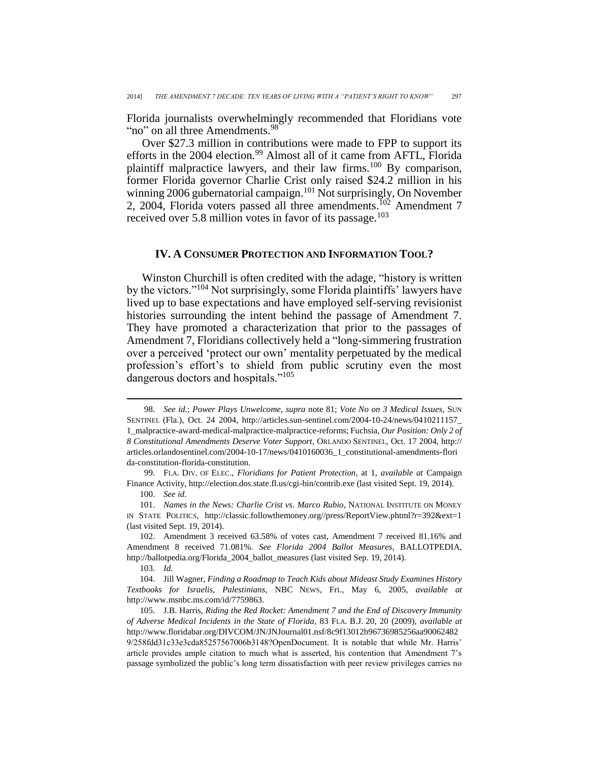Florida journalists overwhelmingly recommended that Floridians vote "no" on all three Amendments.[98]

Over $27.3 million in contributions were made to FPP to support its efforts in the 2004 election.[99] Almost all of it came from AFTL, Florida plaintiff malpractice lawyers, and their law firms.[100] By comparison, former Florida governor Charlie Crist only raised $24.2 million in his winning 2006 gubernatorial campaign.[101] Not surprisingly, On November 2, 2004, Florida voters passed all three amendments.[102] Amendment 7 received over 5.8 million votes in favor of its passage.[103]

## IV. A CONSUMER PROTECTION AND INFORMATION TOOL?

Winston Churchill is often credited with the adage, "history is written by the victors."[104] Not surprisingly, some Florida plaintiffs' lawyers have lived up to base expectations and have employed self-serving revisionist histories surrounding the intent behind the passage of Amendment 7. They have promoted a characterization that prior to the passages of Amendment 7, Floridians collectively held a "long-simmering frustration over a perceived 'protect our own' mentality perpetuated by the medical profession's effort's to shield from public scrutiny even the most dangerous doctors and hospitals."[105]

---

98. *See id.*; *Power Plays Unwelcome*, *supra* note 81; *Vote No on 3 Medical Issues*, SUN SENTINEL (Fla.), Oct. 24 2004, http://articles.sun-sentinel.com/2004-10-24/news/0410211157_1_malpractice-award-medical-malpractice-malpractice-reforms; Fuchsia, *Our Position: Only 2 of 8 Constitutional Amendments Deserve Voter Support*, ORLANDO SENTINEL, Oct. 17 2004, http://articles.orlandosentinel.com/2004-10-17/news/0410160036_1_constitutional-amendments-florida-constitution-florida-constitution.

99. FLA. DIV. OF ELEC., *Floridians for Patient Protection*, at 1, *available at* Campaign Finance Activity, http://election.dos.state.fl.us/cgi-bin/contrib.exe (last visited Sept. 19, 2014).

100. *See id.*

101. *Names in the News: Charlie Crist vs. Marco Rubio*, NATIONAL INSTITUTE ON MONEY IN STATE POLITICS, http://classic.followthemoney.org//press/ReportView.phtml?r=392&ext=1 (last visited Sept. 19, 2014).

102. Amendment 3 received 63.58% of votes cast, Amendment 7 received 81.16% and Amendment 8 received 71.081%. *See Florida 2004 Ballot Measures*, BALLOTPEDIA, http://ballotpedia.org/Florida_2004_ballot_measures (last visited Sep. 19, 2014).

103. *Id.*

104. Jill Wagner, *Finding a Roadmap to Teach Kids about Mideast Study Examines History Textbooks for Israelis, Palestinians*, NBC NEWS, Fri., May 6, 2005, *available at* http://www.msnbc.ms.com/id/7759863.

105. J.B. Harris, *Riding the Red Rocket: Amendment 7 and the End of Discovery Immunity of Adverse Medical Incidents in the State of Florida*, 83 FLA. B.J. 20, 20 (2009), *available at* http://www.floridabar.org/DIVCOM/JN/JNJournal01.nsf/8c9f13012b96736985256aa900624829/258fdd31c33e3cda85257567006b3148?OpenDocument. It is notable that while Mr. Harris' article provides ample citation to much what is asserted, his contention that Amendment 7's passage symbolized the public's long term dissatisfaction with peer review privileges carries no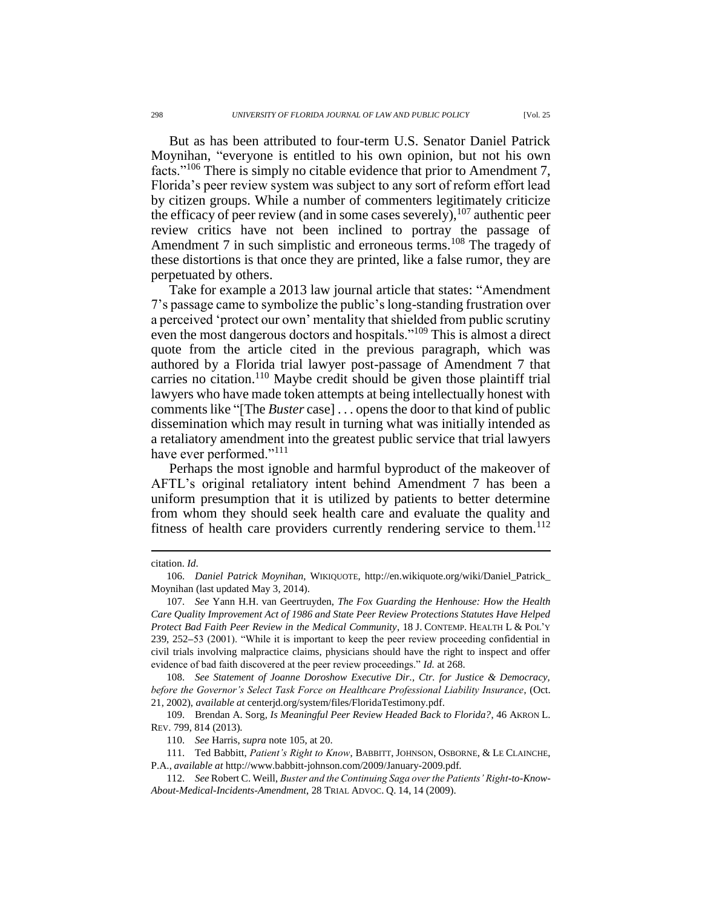But as has been attributed to four-term U.S. Senator Daniel Patrick Moynihan, "everyone is entitled to his own opinion, but not his own facts."[106] There is simply no citable evidence that prior to Amendment 7, Florida's peer review system was subject to any sort of reform effort lead by citizen groups. While a number of commenters legitimately criticize the efficacy of peer review (and in some cases severely),[107] authentic peer review critics have not been inclined to portray the passage of Amendment 7 in such simplistic and erroneous terms.[108] The tragedy of these distortions is that once they are printed, like a false rumor, they are perpetuated by others.

Take for example a 2013 law journal article that states: "Amendment 7's passage came to symbolize the public's long-standing frustration over a perceived 'protect our own' mentality that shielded from public scrutiny even the most dangerous doctors and hospitals."[109] This is almost a direct quote from the article cited in the previous paragraph, which was authored by a Florida trial lawyer post-passage of Amendment 7 that carries no citation.[110] Maybe credit should be given those plaintiff trial lawyers who have made token attempts at being intellectually honest with comments like "[The *Buster* case] . . . opens the door to that kind of public dissemination which may result in turning what was initially intended as a retaliatory amendment into the greatest public service that trial lawyers have ever performed."[111]

Perhaps the most ignoble and harmful byproduct of the makeover of AFTL's original retaliatory intent behind Amendment 7 has been a uniform presumption that it is utilized by patients to better determine from whom they should seek health care and evaluate the quality and fitness of health care providers currently rendering service to them.[112]

---

citation. *Id.*

106. *Daniel Patrick Moynihan*, WIKIQUOTE, http://en.wikiquote.org/wiki/Daniel_Patrick_Moynihan (last updated May 3, 2014).

107. *See* Yann H.H. van Geertruyden, *The Fox Guarding the Henhouse: How the Health Care Quality Improvement Act of 1986 and State Peer Review Protections Statutes Have Helped Protect Bad Faith Peer Review in the Medical Community*, 18 J. CONTEMP. HEALTH L & POL'Y 239, 252–53 (2001). "While it is important to keep the peer review proceeding confidential in civil trials involving malpractice claims, physicians should have the right to inspect and offer evidence of bad faith discovered at the peer review proceedings." *Id.* at 268.

108. *See Statement of Joanne Doroshow Executive Dir., Ctr. for Justice & Democracy, before the Governor's Select Task Force on Healthcare Professional Liability Insurance*, (Oct. 21, 2002), *available at* centerjd.org/system/files/FloridaTestimony.pdf.

109. Brendan A. Sorg, *Is Meaningful Peer Review Headed Back to Florida?*, 46 AKRON L. REV. 799, 814 (2013).

110. *See* Harris, *supra* note 105, at 20.

111. Ted Babbitt, *Patient's Right to Know*, BABBITT, JOHNSON, OSBORNE, & LE CLAINCHE, P.A., *available at* http://www.babbitt-johnson.com/2009/January-2009.pdf.

112. *See* Robert C. Weill, *Buster and the Continuing Saga over the Patients' Right-to-Know-About-Medical-Incidents-Amendment*, 28 TRIAL ADVOC. Q. 14, 14 (2009).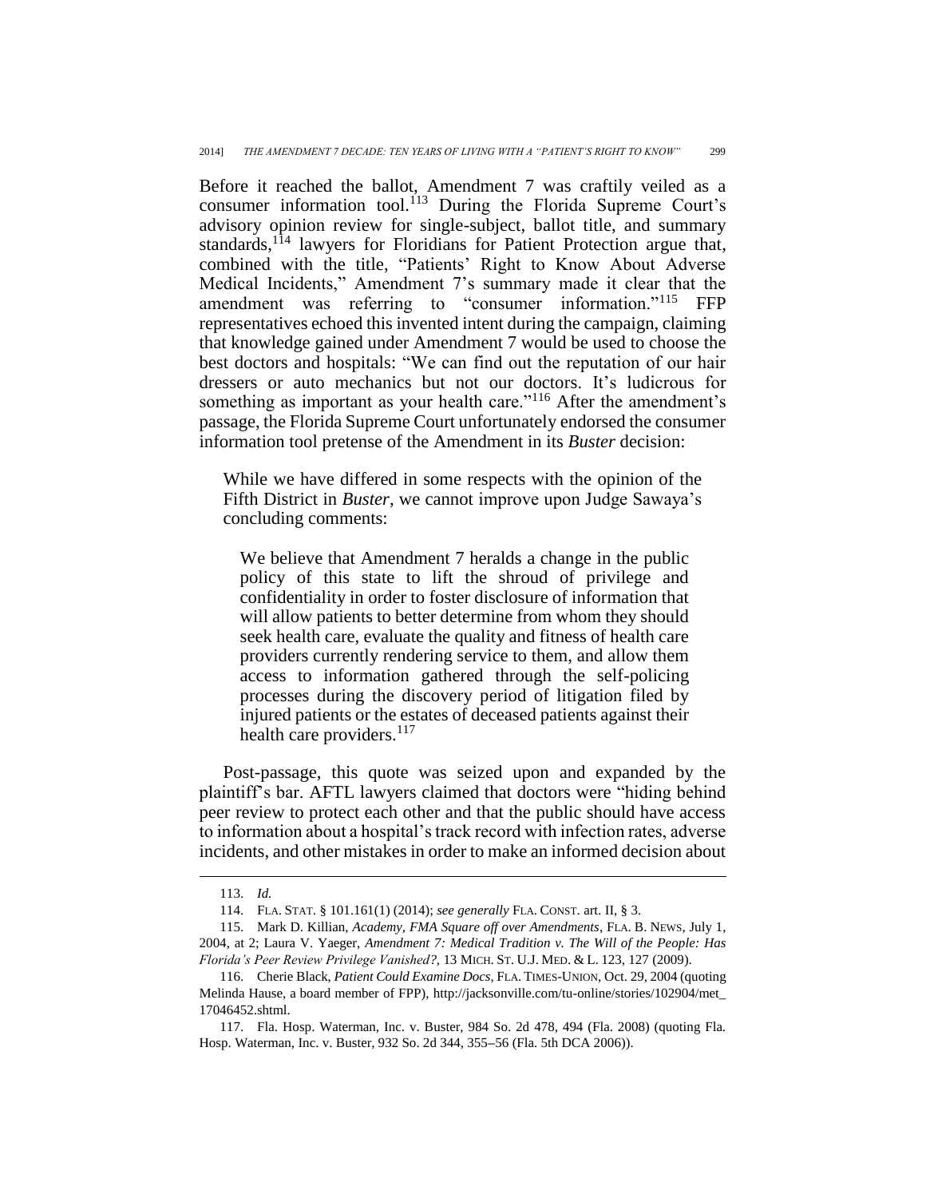Before it reached the ballot, Amendment 7 was craftily veiled as a consumer information tool.[113] During the Florida Supreme Court's advisory opinion review for single-subject, ballot title, and summary standards,[114] lawyers for Floridians for Patient Protection argue that, combined with the title, "Patients' Right to Know About Adverse Medical Incidents," Amendment 7's summary made it clear that the amendment was referring to "consumer information."[115] FFP representatives echoed this invented intent during the campaign, claiming that knowledge gained under Amendment 7 would be used to choose the best doctors and hospitals: "We can find out the reputation of our hair dressers or auto mechanics but not our doctors. It's ludicrous for something as important as your health care."[116] After the amendment's passage, the Florida Supreme Court unfortunately endorsed the consumer information tool pretense of the Amendment in its *Buster* decision:

> While we have differed in some respects with the opinion of the Fifth District in *Buster*, we cannot improve upon Judge Sawaya's concluding comments:
>
> > We believe that Amendment 7 heralds a change in the public policy of this state to lift the shroud of privilege and confidentiality in order to foster disclosure of information that will allow patients to better determine from whom they should seek health care, evaluate the quality and fitness of health care providers currently rendering service to them, and allow them access to information gathered through the self-policing processes during the discovery period of litigation filed by injured patients or the estates of deceased patients against their health care providers.[117]

Post-passage, this quote was seized upon and expanded by the plaintiff's bar. AFTL lawyers claimed that doctors were "hiding behind peer review to protect each other and that the public should have access to information about a hospital's track record with infection rates, adverse incidents, and other mistakes in order to make an informed decision about

---

113. *Id.*

114. FLA. STAT. § 101.161(1) (2014); *see generally* FLA. CONST. art. II, § 3.

115. Mark D. Killian, *Academy, FMA Square off over Amendments*, FLA. B. NEWS, July 1, 2004, at 2; Laura V. Yaeger, *Amendment 7: Medical Tradition v. The Will of the People: Has Florida's Peer Review Privilege Vanished?*, 13 MICH. ST. U.J. MED. & L. 123, 127 (2009).

116. Cherie Black, *Patient Could Examine Docs*, FLA. TIMES-UNION, Oct. 29, 2004 (quoting Melinda Hause, a board member of FPP), http://jacksonville.com/tu-online/stories/102904/met_17046452.shtml.

117. Fla. Hosp. Waterman, Inc. v. Buster, 984 So. 2d 478, 494 (Fla. 2008) (quoting Fla. Hosp. Waterman, Inc. v. Buster, 932 So. 2d 344, 355–56 (Fla. 5th DCA 2006)).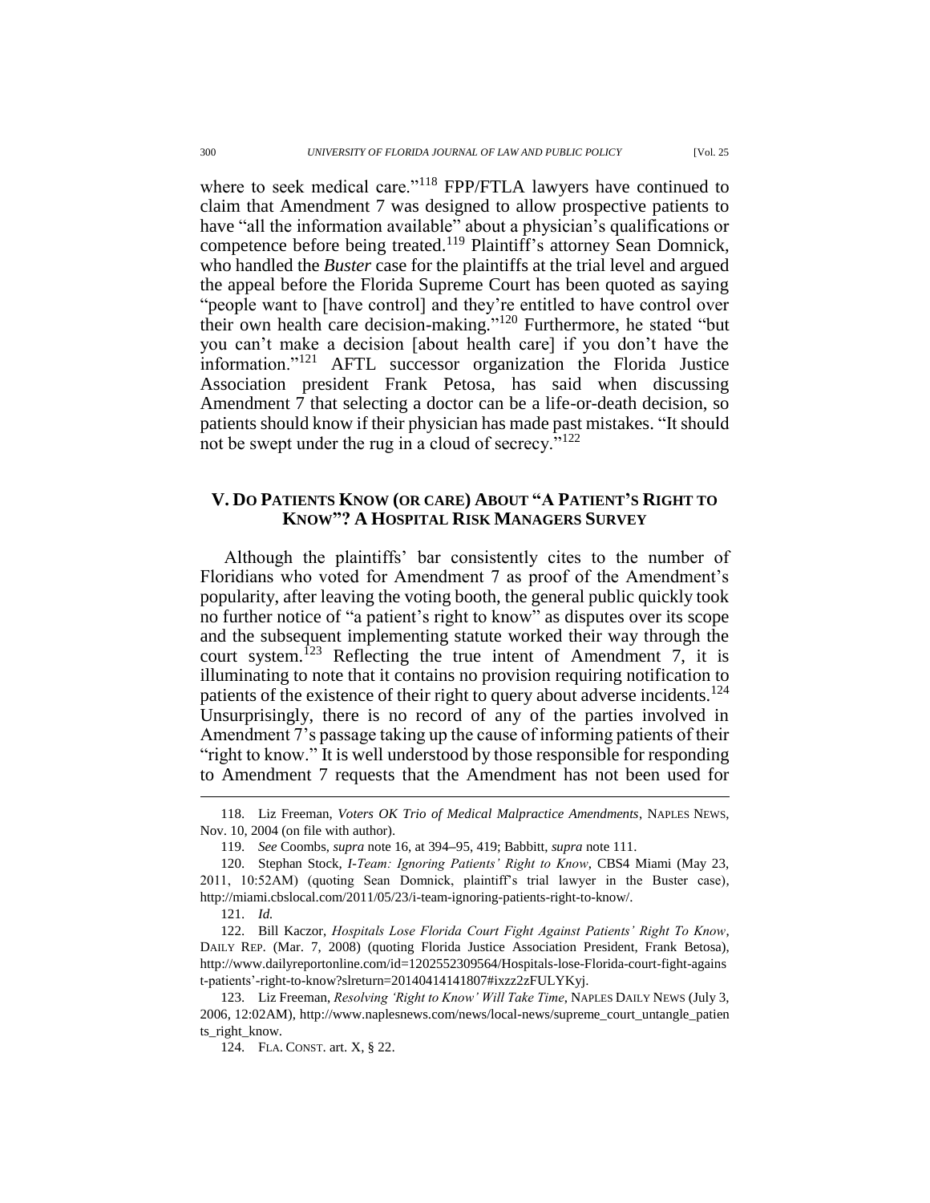where to seek medical care."[118] FPP/FTLA lawyers have continued to claim that Amendment 7 was designed to allow prospective patients to have "all the information available" about a physician's qualifications or competence before being treated.[119] Plaintiff's attorney Sean Domnick, who handled the *Buster* case for the plaintiffs at the trial level and argued the appeal before the Florida Supreme Court has been quoted as saying "people want to [have control] and they're entitled to have control over their own health care decision-making."[120] Furthermore, he stated "but you can't make a decision [about health care] if you don't have the information."[121] AFTL successor organization the Florida Justice Association president Frank Petosa, has said when discussing Amendment 7 that selecting a doctor can be a life-or-death decision, so patients should know if their physician has made past mistakes. "It should not be swept under the rug in a cloud of secrecy."[122]

## V. DO PATIENTS KNOW (OR CARE) ABOUT "A PATIENT'S RIGHT TO KNOW"? A HOSPITAL RISK MANAGERS SURVEY

Although the plaintiffs' bar consistently cites to the number of Floridians who voted for Amendment 7 as proof of the Amendment's popularity, after leaving the voting booth, the general public quickly took no further notice of "a patient's right to know" as disputes over its scope and the subsequent implementing statute worked their way through the court system.[123] Reflecting the true intent of Amendment 7, it is illuminating to note that it contains no provision requiring notification to patients of the existence of their right to query about adverse incidents.[124] Unsurprisingly, there is no record of any of the parties involved in Amendment 7's passage taking up the cause of informing patients of their "right to know." It is well understood by those responsible for responding to Amendment 7 requests that the Amendment has not been used for

118. Liz Freeman, *Voters OK Trio of Medical Malpractice Amendments*, NAPLES NEWS, Nov. 10, 2004 (on file with author).

119. *See* Coombs, *supra* note 16, at 394–95, 419; Babbitt, *supra* note 111.

120. Stephan Stock, *I-Team: Ignoring Patients' Right to Know*, CBS4 Miami (May 23, 2011, 10:52AM) (quoting Sean Domnick, plaintiff's trial lawyer in the Buster case), http://miami.cbslocal.com/2011/05/23/i-team-ignoring-patients-right-to-know/.

121. *Id.*

122. Bill Kaczor, *Hospitals Lose Florida Court Fight Against Patients' Right To Know*, DAILY REP. (Mar. 7, 2008) (quoting Florida Justice Association President, Frank Betosa), http://www.dailyreportonline.com/id=1202552309564/Hospitals-lose-Florida-court-fight-against-patients'-right-to-know?slreturn=20140414141807#ixzz2zFULYKyj.

123. Liz Freeman, *Resolving 'Right to Know' Will Take Time*, NAPLES DAILY NEWS (July 3, 2006, 12:02AM), http://www.naplesnews.com/news/local-news/supreme_court_untangle_patients_right_know.

124. FLA. CONST. art. X, § 22.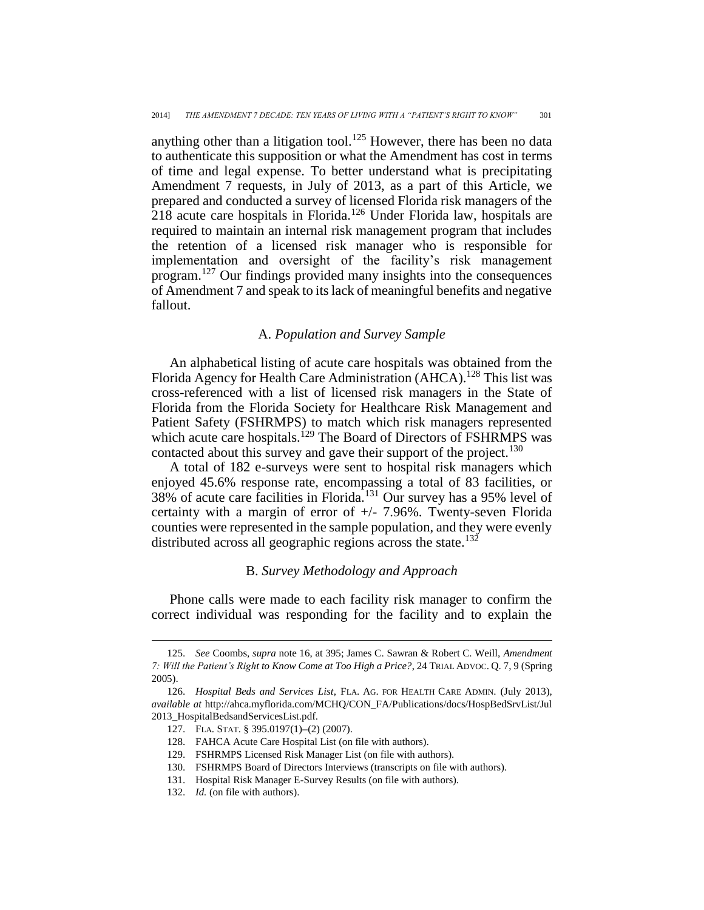anything other than a litigation tool.[125] However, there has been no data to authenticate this supposition or what the Amendment has cost in terms of time and legal expense. To better understand what is precipitating Amendment 7 requests, in July of 2013, as a part of this Article, we prepared and conducted a survey of licensed Florida risk managers of the 218 acute care hospitals in Florida.[126] Under Florida law, hospitals are required to maintain an internal risk management program that includes the retention of a licensed risk manager who is responsible for implementation and oversight of the facility's risk management program.[127] Our findings provided many insights into the consequences of Amendment 7 and speak to its lack of meaningful benefits and negative fallout.

### A. *Population and Survey Sample*

An alphabetical listing of acute care hospitals was obtained from the Florida Agency for Health Care Administration (AHCA).[128] This list was cross-referenced with a list of licensed risk managers in the State of Florida from the Florida Society for Healthcare Risk Management and Patient Safety (FSHRMPS) to match which risk managers represented which acute care hospitals.[129] The Board of Directors of FSHRMPS was contacted about this survey and gave their support of the project.[130]

A total of 182 e-surveys were sent to hospital risk managers which enjoyed 45.6% response rate, encompassing a total of 83 facilities, or 38% of acute care facilities in Florida.[131] Our survey has a 95% level of certainty with a margin of error of +/- 7.96%. Twenty-seven Florida counties were represented in the sample population, and they were evenly distributed across all geographic regions across the state.[132]

### B. *Survey Methodology and Approach*

Phone calls were made to each facility risk manager to confirm the correct individual was responding for the facility and to explain the

---

125. *See* Coombs, *supra* note 16, at 395; James C. Sawran & Robert C. Weill, *Amendment 7: Will the Patient's Right to Know Come at Too High a Price?*, 24 TRIAL ADVOC. Q. 7, 9 (Spring 2005).

126. *Hospital Beds and Services List*, FLA. AG. FOR HEALTH CARE ADMIN. (July 2013), *available at* http://ahca.myflorida.com/MCHQ/CON_FA/Publications/docs/HospBedSrvList/Jul2013_HospitalBedsandServicesList.pdf.

127. FLA. STAT. § 395.0197(1)–(2) (2007).

128. FAHCA Acute Care Hospital List (on file with authors).

129. FSHRMPS Licensed Risk Manager List (on file with authors).

130. FSHRMPS Board of Directors Interviews (transcripts on file with authors).

131. Hospital Risk Manager E-Survey Results (on file with authors).

132. *Id.* (on file with authors).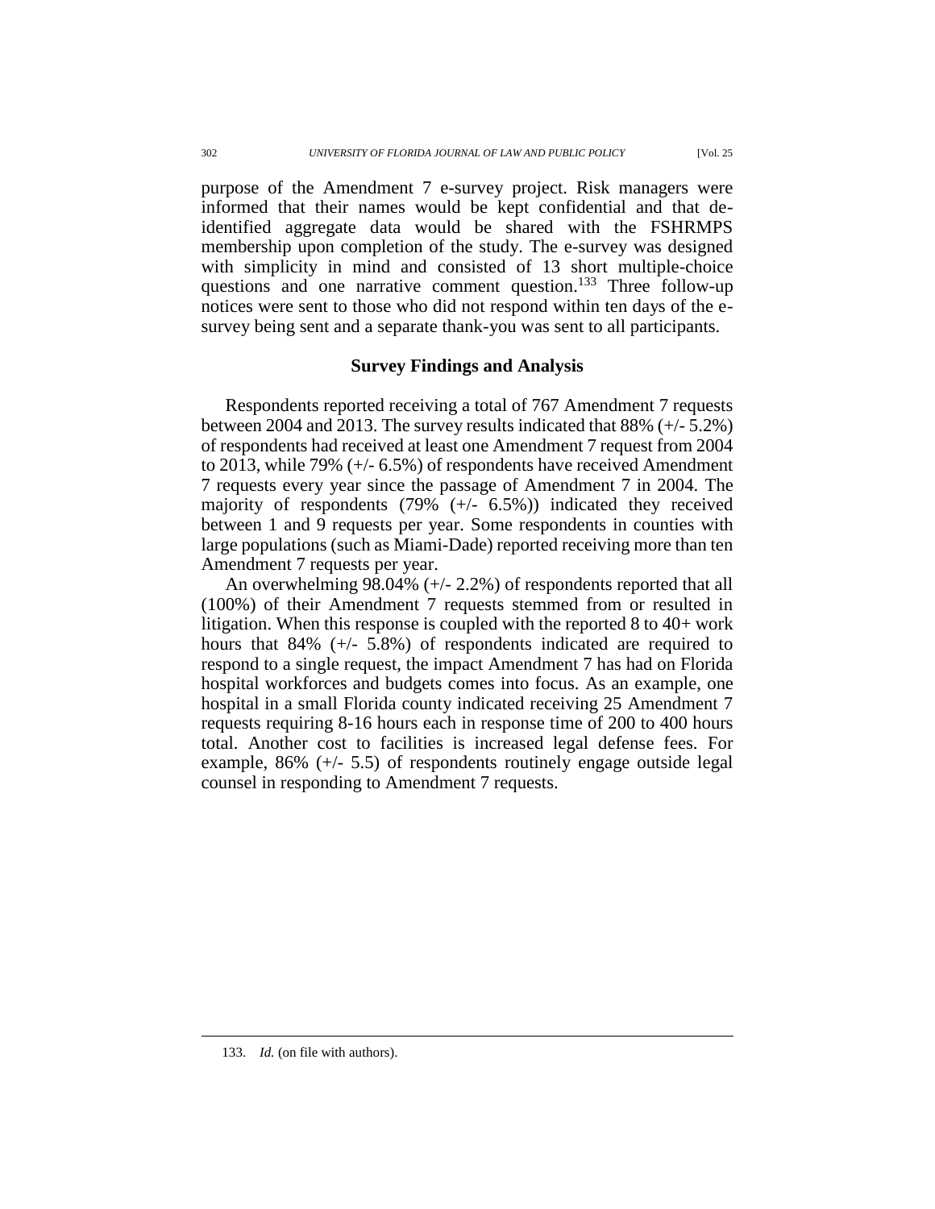purpose of the Amendment 7 e-survey project. Risk managers were informed that their names would be kept confidential and that de-identified aggregate data would be shared with the FSHRMPS membership upon completion of the study. The e-survey was designed with simplicity in mind and consisted of 13 short multiple-choice questions and one narrative comment question.[133] Three follow-up notices were sent to those who did not respond within ten days of the e-survey being sent and a separate thank-you was sent to all participants.

### Survey Findings and Analysis

Respondents reported receiving a total of 767 Amendment 7 requests between 2004 and 2013. The survey results indicated that 88% (+/- 5.2%) of respondents had received at least one Amendment 7 request from 2004 to 2013, while 79% (+/- 6.5%) of respondents have received Amendment 7 requests every year since the passage of Amendment 7 in 2004. The majority of respondents (79% (+/- 6.5%)) indicated they received between 1 and 9 requests per year. Some respondents in counties with large populations (such as Miami-Dade) reported receiving more than ten Amendment 7 requests per year.

An overwhelming 98.04% (+/- 2.2%) of respondents reported that all (100%) of their Amendment 7 requests stemmed from or resulted in litigation. When this response is coupled with the reported 8 to 40+ work hours that 84% (+/- 5.8%) of respondents indicated are required to respond to a single request, the impact Amendment 7 has had on Florida hospital workforces and budgets comes into focus. As an example, one hospital in a small Florida county indicated receiving 25 Amendment 7 requests requiring 8-16 hours each in response time of 200 to 400 hours total. Another cost to facilities is increased legal defense fees. For example, 86% (+/- 5.5) of respondents routinely engage outside legal counsel in responding to Amendment 7 requests.

133. *Id.* (on file with authors).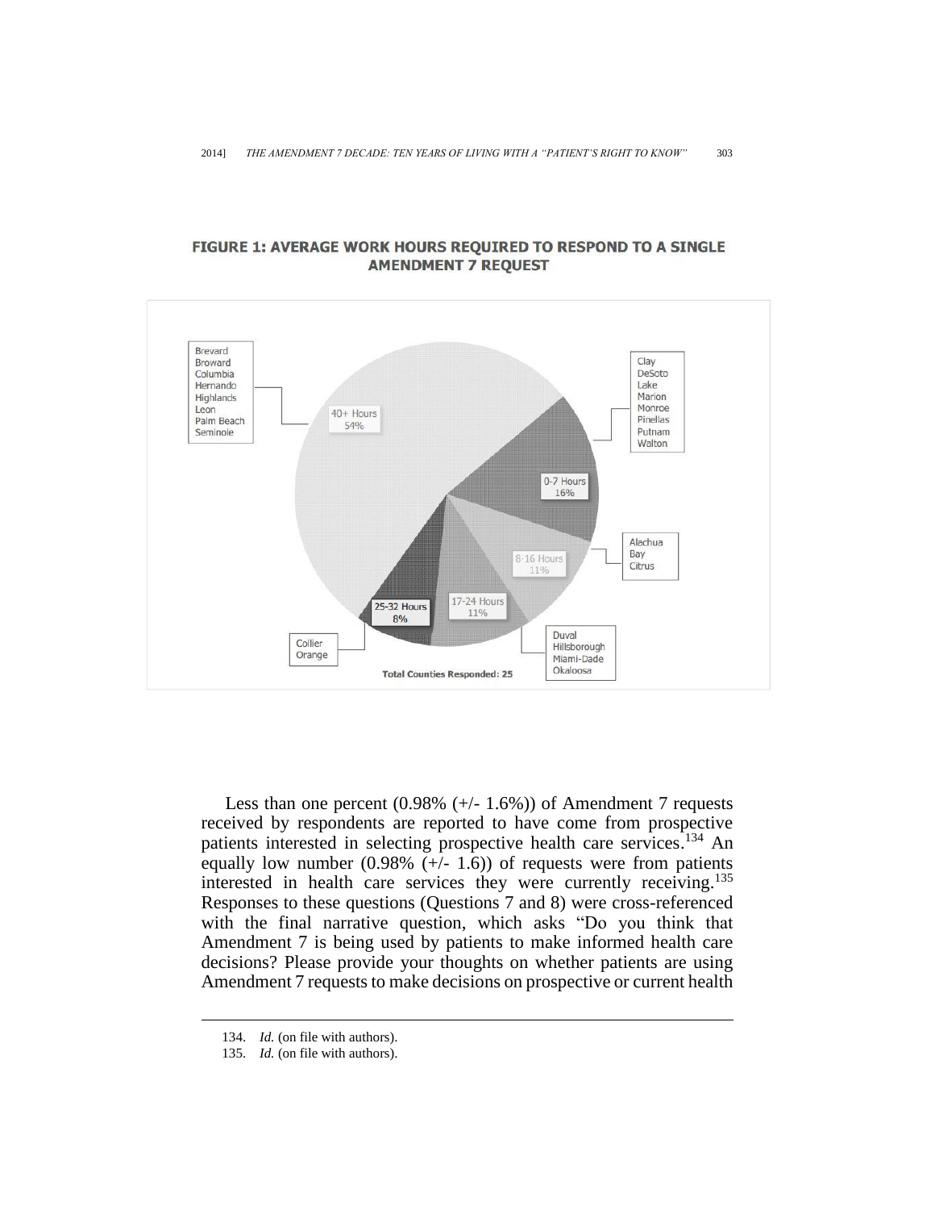**FIGURE 1: AVERAGE WORK HOURS REQUIRED TO RESPOND TO A SINGLE AMENDMENT 7 REQUEST**

| Average Work Hours | Percent | Counties |
| --- | --- | --- |
| 40+ Hours | 54% | Brevard, Broward, Columbia, Hernando, Highlands, Leon, Palm Beach, Seminole |
| 0-7 Hours | 16% | Clay, DeSoto, Lake, Marion, Monroe, Pinellas, Putnam, Walton |
| 8-16 Hours | 11% | Alachua, Bay, Citrus |
| 17-24 Hours | 11% | Duval, Hillsborough, Miami-Dade, Okaloosa |
| 25-32 Hours | 8% | Collier, Orange |

**Total Counties Responded: 25**

Less than one percent (0.98% (+/- 1.6%)) of Amendment 7 requests received by respondents are reported to have come from prospective patients interested in selecting prospective health care services.[134] An equally low number (0.98% (+/- 1.6)) of requests were from patients interested in health care services they were currently receiving.[135] Responses to these questions (Questions 7 and 8) were cross-referenced with the final narrative question, which asks "Do you think that Amendment 7 is being used by patients to make informed health care decisions? Please provide your thoughts on whether patients are using Amendment 7 requests to make decisions on prospective or current health

---

134. *Id.* (on file with authors).

135. *Id.* (on file with authors).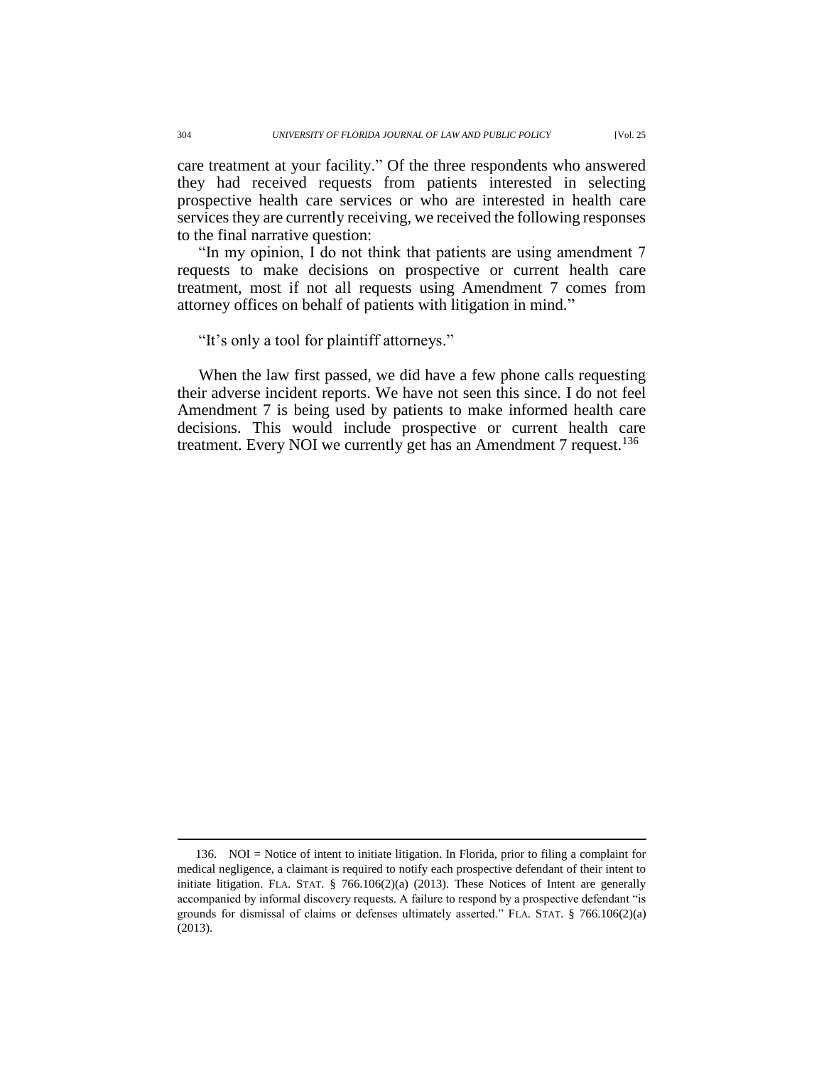care treatment at your facility." Of the three respondents who answered they had received requests from patients interested in selecting prospective health care services or who are interested in health care services they are currently receiving, we received the following responses to the final narrative question:

"In my opinion, I do not think that patients are using amendment 7 requests to make decisions on prospective or current health care treatment, most if not all requests using Amendment 7 comes from attorney offices on behalf of patients with litigation in mind."

"It's only a tool for plaintiff attorneys."

When the law first passed, we did have a few phone calls requesting their adverse incident reports. We have not seen this since. I do not feel Amendment 7 is being used by patients to make informed health care decisions. This would include prospective or current health care treatment. Every NOI we currently get has an Amendment 7 request.[136]

---

136. NOI = Notice of intent to initiate litigation. In Florida, prior to filing a complaint for medical negligence, a claimant is required to notify each prospective defendant of their intent to initiate litigation. FLA. STAT. § 766.106(2)(a) (2013). These Notices of Intent are generally accompanied by informal discovery requests. A failure to respond by a prospective defendant "is grounds for dismissal of claims or defenses ultimately asserted." FLA. STAT. § 766.106(2)(a) (2013).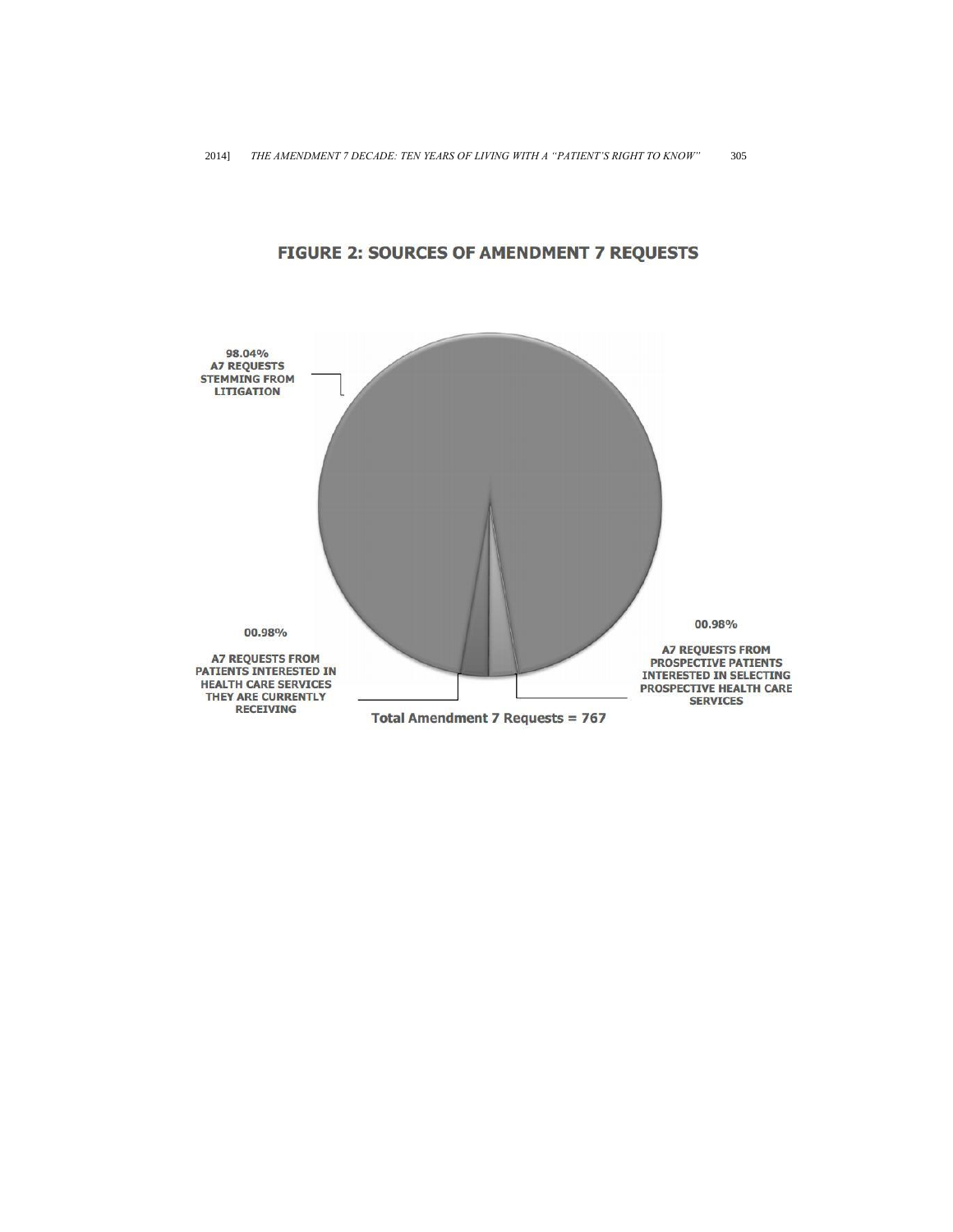## FIGURE 2: SOURCES OF AMENDMENT 7 REQUESTS

98.04%
A7 REQUESTS STEMMING FROM LITIGATION

00.98%

A7 REQUESTS FROM PATIENTS INTERESTED IN HEALTH CARE SERVICES THEY ARE CURRENTLY RECEIVING

00.98%

A7 REQUESTS FROM PROSPECTIVE PATIENTS INTERESTED IN SELECTING PROSPECTIVE HEALTH CARE SERVICES

Total Amendment 7 Requests = 767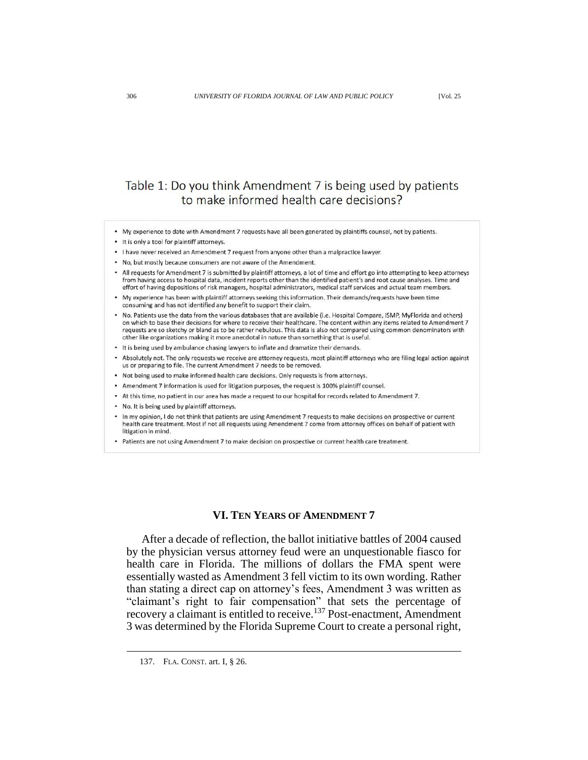Table 1: Do you think Amendment 7 is being used by patients to make informed health care decisions?

- My experience to date with Amendment 7 requests have all been generated by plaintiffs counsel, not by patients.
- It is only a tool for plaintiff attorneys.
- I have never received an Amendment 7 request from anyone other than a malpractice lawyer.
- No, but mostly because consumers are not aware of the Amendment.
- All requests for Amendment 7 is submitted by plaintiff attorneys, a lot of time and effort go into attempting to keep attorneys from having access to hospital data, incident reports other than the identified patient's and root cause analyses. Time and effort of having depositions of risk managers, hospital administrators, medical staff services and actual team members.
- My experience has been with plaintiff attorneys seeking this information. Their demands/requests have been time consuming and has not identified any benefit to support their claim.
- No. Patients use the data from the various databases that are available (i.e. Hospital Compare, ISMP, MyFlorida and others) on which to base their decisions for where to receive their healthcare. The content within any items related to Amendment 7 requests are so sketchy or bland as to be rather nebulous. This data is also not compared using common denominators with other like organizations making it more anecdotal in nature than something that is useful.
- It is being used by ambulance chasing lawyers to inflate and dramatize their demands.
- Absolutely not. The only requests we receive are attorney requests, most plaintiff attorneys who are filing legal action against us or preparing to file. The current Amendment 7 needs to be removed.
- Not being used to make informed health care decisions. Only requests is from attorneys.
- Amendment 7 information is used for litigation purposes, the request is 100% plaintiff counsel.
- At this time, no patient in our area has made a request to our hospital for records related to Amendment 7.
- No. It is being used by plaintiff attorneys.
- In my opinion, I do not think that patients are using Amendment 7 requests to make decisions on prospective or current health care treatment. Most if not all requests using Amendment 7 come from attorney offices on behalf of patient with litigation in mind.
- Patients are not using Amendment 7 to make decision on prospective or current health care treatment.

## VI. TEN YEARS OF AMENDMENT 7

After a decade of reflection, the ballot initiative battles of 2004 caused by the physician versus attorney feud were an unquestionable fiasco for health care in Florida. The millions of dollars the FMA spent were essentially wasted as Amendment 3 fell victim to its own wording. Rather than stating a direct cap on attorney's fees, Amendment 3 was written as "claimant's right to fair compensation" that sets the percentage of recovery a claimant is entitled to receive.[137] Post-enactment, Amendment 3 was determined by the Florida Supreme Court to create a personal right,

137. FLA. CONST. art. I, § 26.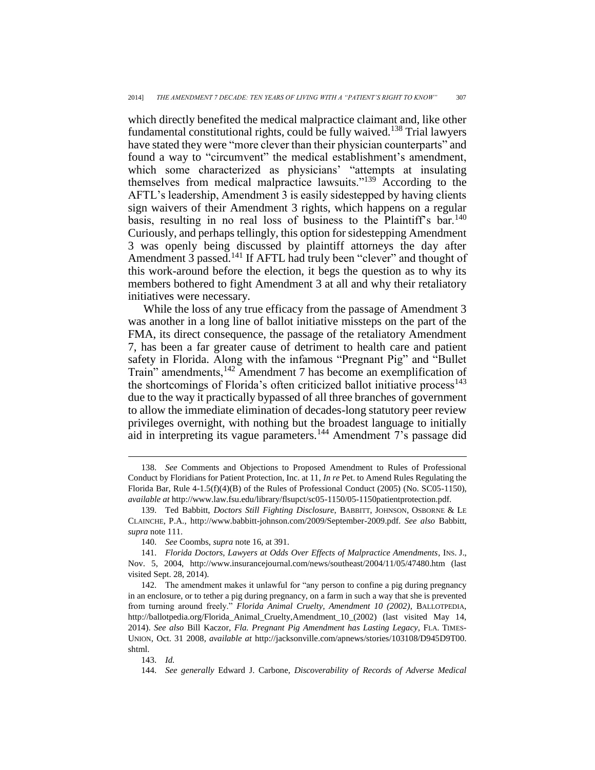which directly benefited the medical malpractice claimant and, like other fundamental constitutional rights, could be fully waived.[138] Trial lawyers have stated they were "more clever than their physician counterparts" and found a way to "circumvent" the medical establishment's amendment, which some characterized as physicians' "attempts at insulating themselves from medical malpractice lawsuits."[139] According to the AFTL's leadership, Amendment 3 is easily sidestepped by having clients sign waivers of their Amendment 3 rights, which happens on a regular basis, resulting in no real loss of business to the Plaintiff's bar.[140] Curiously, and perhaps tellingly, this option for sidestepping Amendment 3 was openly being discussed by plaintiff attorneys the day after Amendment 3 passed.[141] If AFTL had truly been "clever" and thought of this work-around before the election, it begs the question as to why its members bothered to fight Amendment 3 at all and why their retaliatory initiatives were necessary.

While the loss of any true efficacy from the passage of Amendment 3 was another in a long line of ballot initiative missteps on the part of the FMA, its direct consequence, the passage of the retaliatory Amendment 7, has been a far greater cause of detriment to health care and patient safety in Florida. Along with the infamous "Pregnant Pig" and "Bullet Train" amendments,[142] Amendment 7 has become an exemplification of the shortcomings of Florida's often criticized ballot initiative process[143] due to the way it practically bypassed of all three branches of government to allow the immediate elimination of decades-long statutory peer review privileges overnight, with nothing but the broadest language to initially aid in interpreting its vague parameters.[144] Amendment 7's passage did

---

138. *See* Comments and Objections to Proposed Amendment to Rules of Professional Conduct by Floridians for Patient Protection, Inc. at 11, *In re* Pet. to Amend Rules Regulating the Florida Bar, Rule 4-1.5(f)(4)(B) of the Rules of Professional Conduct (2005) (No. SC05-1150), *available at* http://www.law.fsu.edu/library/flsupct/sc05-1150/05-1150patientprotection.pdf.

139. Ted Babbitt, *Doctors Still Fighting Disclosure*, BABBITT, JOHNSON, OSBORNE & LE CLAINCHE, P.A., http://www.babbitt-johnson.com/2009/September-2009.pdf. *See also* Babbitt, *supra* note 111.

140. *See* Coombs, *supra* note 16, at 391.

141. *Florida Doctors, Lawyers at Odds Over Effects of Malpractice Amendments*, INS. J., Nov. 5, 2004, http://www.insurancejournal.com/news/southeast/2004/11/05/47480.htm (last visited Sept. 28, 2014).

142. The amendment makes it unlawful for "any person to confine a pig during pregnancy in an enclosure, or to tether a pig during pregnancy, on a farm in such a way that she is prevented from turning around freely." *Florida Animal Cruelty, Amendment 10 (2002)*, BALLOTPEDIA, http://ballotpedia.org/Florida_Animal_Cruelty,Amendment_10_(2002) (last visited May 14, 2014). *See also* Bill Kaczor, *Fla. Pregnant Pig Amendment has Lasting Legacy*, FLA. TIMES-UNION, Oct. 31 2008, *available at* http://jacksonville.com/apnews/stories/103108/D945D9T00.shtml.

143. *Id.*

144. *See generally* Edward J. Carbone, *Discoverability of Records of Adverse Medical*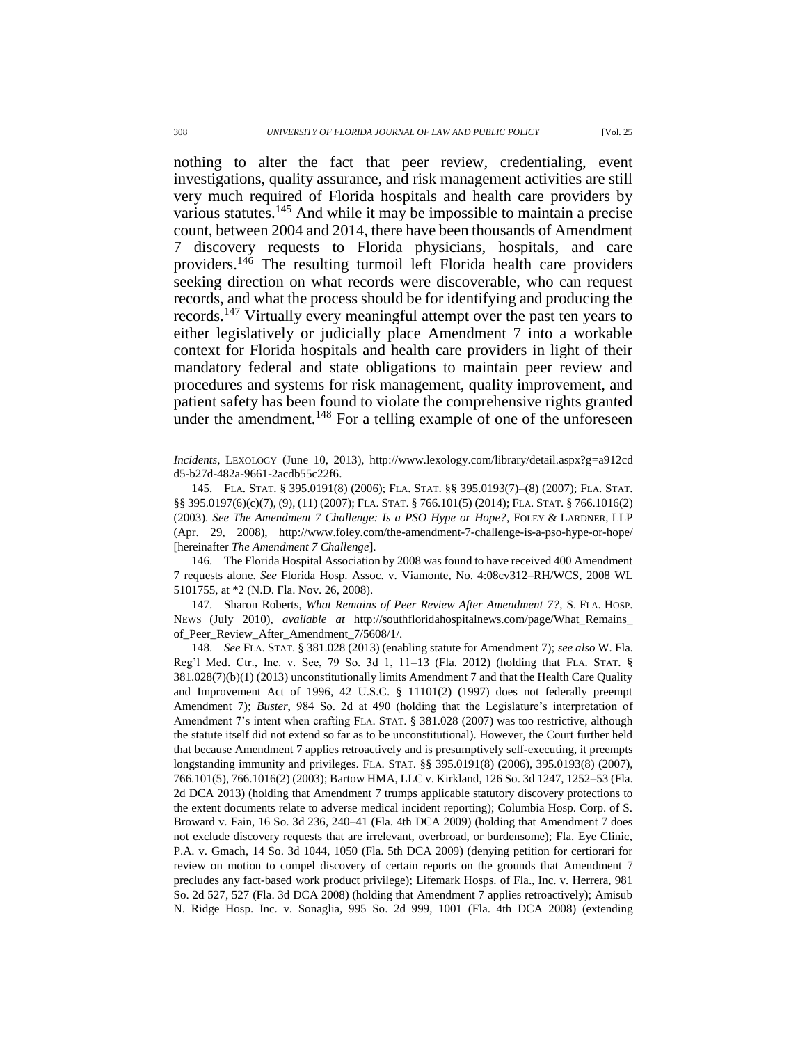nothing to alter the fact that peer review, credentialing, event investigations, quality assurance, and risk management activities are still very much required of Florida hospitals and health care providers by various statutes.[145] And while it may be impossible to maintain a precise count, between 2004 and 2014, there have been thousands of Amendment 7 discovery requests to Florida physicians, hospitals, and care providers.[146] The resulting turmoil left Florida health care providers seeking direction on what records were discoverable, who can request records, and what the process should be for identifying and producing the records.[147] Virtually every meaningful attempt over the past ten years to either legislatively or judicially place Amendment 7 into a workable context for Florida hospitals and health care providers in light of their mandatory federal and state obligations to maintain peer review and procedures and systems for risk management, quality improvement, and patient safety has been found to violate the comprehensive rights granted under the amendment.[148] For a telling example of one of the unforeseen

---

*Incidents*, LEXOLOGY (June 10, 2013), http://www.lexology.com/library/detail.aspx?g=a912cdd5-b27d-482a-9661-2acdb55c22f6.

145. FLA. STAT. § 395.0191(8) (2006); FLA. STAT. §§ 395.0193(7)–(8) (2007); FLA. STAT. §§ 395.0197(6)(c)(7), (9), (11) (2007); FLA. STAT. § 766.101(5) (2014); FLA. STAT. § 766.1016(2) (2003). *See The Amendment 7 Challenge: Is a PSO Hype or Hope?*, FOLEY & LARDNER, LLP (Apr. 29, 2008), http://www.foley.com/the-amendment-7-challenge-is-a-pso-hype-or-hope/ [hereinafter *The Amendment 7 Challenge*].

146. The Florida Hospital Association by 2008 was found to have received 400 Amendment 7 requests alone. *See* Florida Hosp. Assoc. v. Viamonte, No. 4:08cv312–RH/WCS, 2008 WL 5101755, at *2 (N.D. Fla. Nov. 26, 2008).

147. Sharon Roberts, *What Remains of Peer Review After Amendment 7?*, S. FLA. HOSP. NEWS (July 2010), *available at* http://southfloridahospitalnews.com/page/What_Remains_of_Peer_Review_After_Amendment_7/5608/1/.

148. *See* FLA. STAT. § 381.028 (2013) (enabling statute for Amendment 7); *see also* W. Fla. Reg'l Med. Ctr., Inc. v. See, 79 So. 3d 1, 11–13 (Fla. 2012) (holding that FLA. STAT. § 381.028(7)(b)(1) (2013) unconstitutionally limits Amendment 7 and that the Health Care Quality and Improvement Act of 1996, 42 U.S.C. § 11101(2) (1997) does not federally preempt Amendment 7); *Buster*, 984 So. 2d at 490 (holding that the Legislature's interpretation of Amendment 7's intent when crafting FLA. STAT. § 381.028 (2007) was too restrictive, although the statute itself did not extend so far as to be unconstitutional). However, the Court further held that because Amendment 7 applies retroactively and is presumptively self-executing, it preempts longstanding immunity and privileges. FLA. STAT. §§ 395.0191(8) (2006), 395.0193(8) (2007), 766.101(5), 766.1016(2) (2003); Bartow HMA, LLC v. Kirkland, 126 So. 3d 1247, 1252–53 (Fla. 2d DCA 2013) (holding that Amendment 7 trumps applicable statutory discovery protections to the extent documents relate to adverse medical incident reporting); Columbia Hosp. Corp. of S. Broward v. Fain, 16 So. 3d 236, 240–41 (Fla. 4th DCA 2009) (holding that Amendment 7 does not exclude discovery requests that are irrelevant, overbroad, or burdensome); Fla. Eye Clinic, P.A. v. Gmach, 14 So. 3d 1044, 1050 (Fla. 5th DCA 2009) (denying petition for certiorari for review on motion to compel discovery of certain reports on the grounds that Amendment 7 precludes any fact-based work product privilege); Lifemark Hosps. of Fla., Inc. v. Herrera, 981 So. 2d 527, 527 (Fla. 3d DCA 2008) (holding that Amendment 7 applies retroactively); Amisub N. Ridge Hosp. Inc. v. Sonaglia, 995 So. 2d 999, 1001 (Fla. 4th DCA 2008) (extending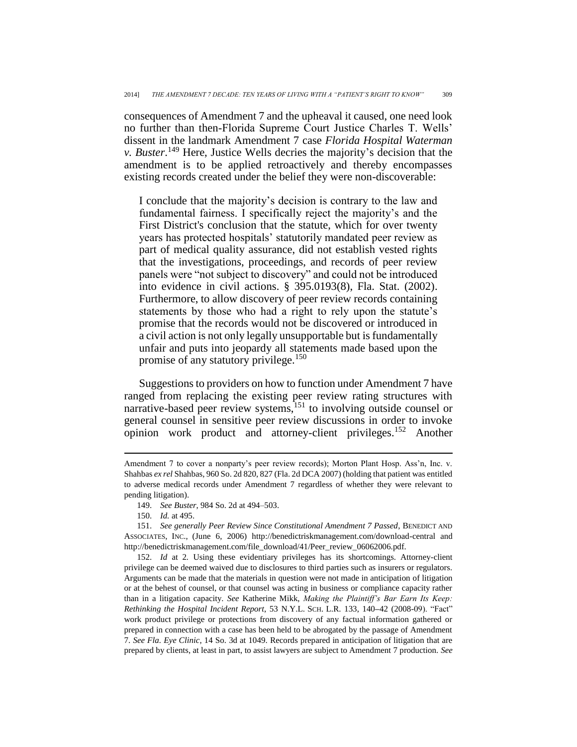consequences of Amendment 7 and the upheaval it caused, one need look no further than then-Florida Supreme Court Justice Charles T. Wells' dissent in the landmark Amendment 7 case *Florida Hospital Waterman v. Buster*.[149] Here, Justice Wells decries the majority's decision that the amendment is to be applied retroactively and thereby encompasses existing records created under the belief they were non-discoverable:

> I conclude that the majority's decision is contrary to the law and fundamental fairness. I specifically reject the majority's and the First District's conclusion that the statute, which for over twenty years has protected hospitals' statutorily mandated peer review as part of medical quality assurance, did not establish vested rights that the investigations, proceedings, and records of peer review panels were "not subject to discovery" and could not be introduced into evidence in civil actions. § 395.0193(8), Fla. Stat. (2002). Furthermore, to allow discovery of peer review records containing statements by those who had a right to rely upon the statute's promise that the records would not be discovered or introduced in a civil action is not only legally unsupportable but is fundamentally unfair and puts into jeopardy all statements made based upon the promise of any statutory privilege.[150]

Suggestions to providers on how to function under Amendment 7 have ranged from replacing the existing peer review rating structures with narrative-based peer review systems,[151] to involving outside counsel or general counsel in sensitive peer review discussions in order to invoke opinion work product and attorney-client privileges.[152] Another

---

Amendment 7 to cover a nonparty's peer review records); Morton Plant Hosp. Ass'n, Inc. v. Shahbas *ex rel* Shahbas, 960 So. 2d 820, 827 (Fla. 2d DCA 2007) (holding that patient was entitled to adverse medical records under Amendment 7 regardless of whether they were relevant to pending litigation).

149. *See Buster*, 984 So. 2d at 494–503.

150. *Id.* at 495.

151. *See generally Peer Review Since Constitutional Amendment 7 Passed*, BENEDICT AND ASSOCIATES, INC., (June 6, 2006) http://benedictriskmanagement.com/download-central and http://benedictriskmanagement.com/file_download/41/Peer_review_06062006.pdf.

152. *Id* at 2. Using these evidentiary privileges has its shortcomings. Attorney-client privilege can be deemed waived due to disclosures to third parties such as insurers or regulators. Arguments can be made that the materials in question were not made in anticipation of litigation or at the behest of counsel, or that counsel was acting in business or compliance capacity rather than in a litigation capacity. *See* Katherine Mikk, *Making the Plaintiff's Bar Earn Its Keep: Rethinking the Hospital Incident Report*, 53 N.Y.L. SCH. L.R. 133, 140–42 (2008-09). "Fact" work product privilege or protections from discovery of any factual information gathered or prepared in connection with a case has been held to be abrogated by the passage of Amendment 7. *See Fla. Eye Clinic*, 14 So. 3d at 1049. Records prepared in anticipation of litigation that are prepared by clients, at least in part, to assist lawyers are subject to Amendment 7 production. *See*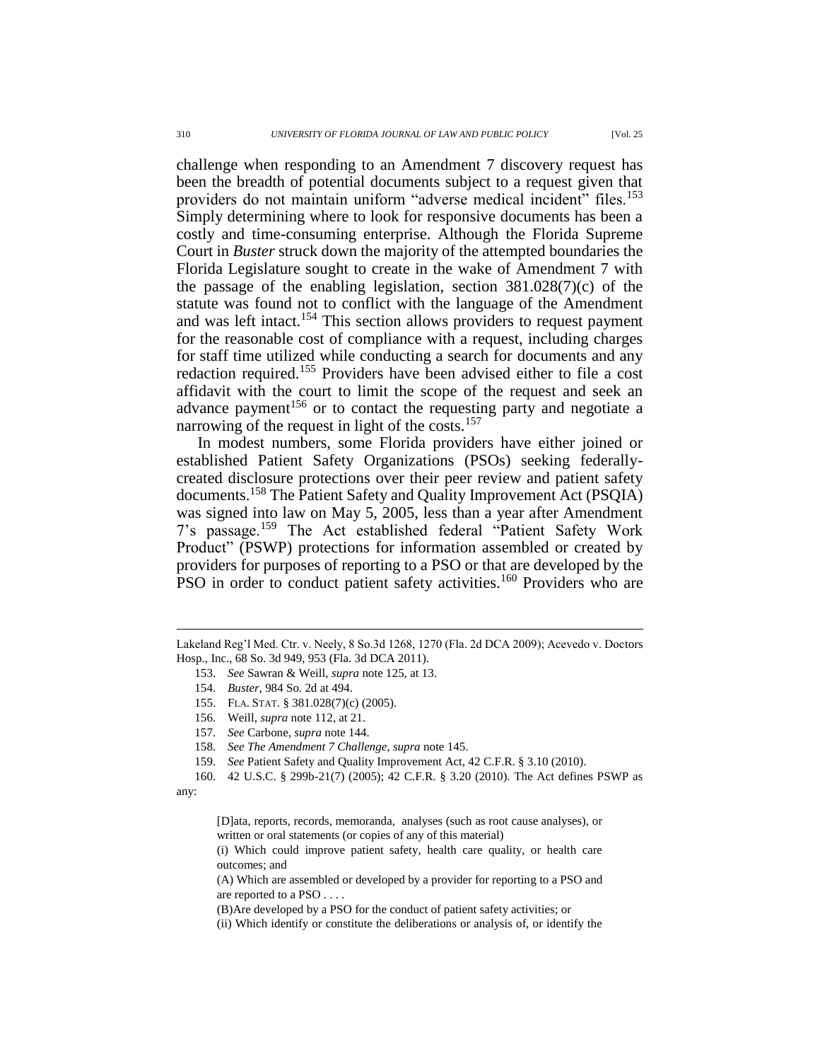challenge when responding to an Amendment 7 discovery request has been the breadth of potential documents subject to a request given that providers do not maintain uniform "adverse medical incident" files.[153] Simply determining where to look for responsive documents has been a costly and time-consuming enterprise. Although the Florida Supreme Court in *Buster* struck down the majority of the attempted boundaries the Florida Legislature sought to create in the wake of Amendment 7 with the passage of the enabling legislation, section 381.028(7)(c) of the statute was found not to conflict with the language of the Amendment and was left intact.[154] This section allows providers to request payment for the reasonable cost of compliance with a request, including charges for staff time utilized while conducting a search for documents and any redaction required.[155] Providers have been advised either to file a cost affidavit with the court to limit the scope of the request and seek an advance payment[156] or to contact the requesting party and negotiate a narrowing of the request in light of the costs.[157]

In modest numbers, some Florida providers have either joined or established Patient Safety Organizations (PSOs) seeking federally-created disclosure protections over their peer review and patient safety documents.[158] The Patient Safety and Quality Improvement Act (PSQIA) was signed into law on May 5, 2005, less than a year after Amendment 7's passage.[159] The Act established federal "Patient Safety Work Product" (PSWP) protections for information assembled or created by providers for purposes of reporting to a PSO or that are developed by the PSO in order to conduct patient safety activities.[160] Providers who are

---

Lakeland Reg'l Med. Ctr. v. Neely, 8 So.3d 1268, 1270 (Fla. 2d DCA 2009); Acevedo v. Doctors Hosp., Inc., 68 So. 3d 949, 953 (Fla. 3d DCA 2011).

153. *See* Sawran & Weill, *supra* note 125, at 13.

154. *Buster*, 984 So. 2d at 494.

155. FLA. STAT. § 381.028(7)(c) (2005).

156. Weill, *supra* note 112, at 21.

157. *See* Carbone, *supra* note 144.

158. *See The Amendment 7 Challenge*, *supra* note 145.

159. *See* Patient Safety and Quality Improvement Act, 42 C.F.R. § 3.10 (2010).

160. 42 U.S.C. § 299b-21(7) (2005); 42 C.F.R. § 3.20 (2010). The Act defines PSWP as any:

> [D]ata, reports, records, memoranda, analyses (such as root cause analyses), or written or oral statements (or copies of any of this material)
>
> (i) Which could improve patient safety, health care quality, or health care outcomes; and
>
> (A) Which are assembled or developed by a provider for reporting to a PSO and are reported to a PSO . . . .
>
> (B)Are developed by a PSO for the conduct of patient safety activities; or
>
> (ii) Which identify or constitute the deliberations or analysis of, or identify the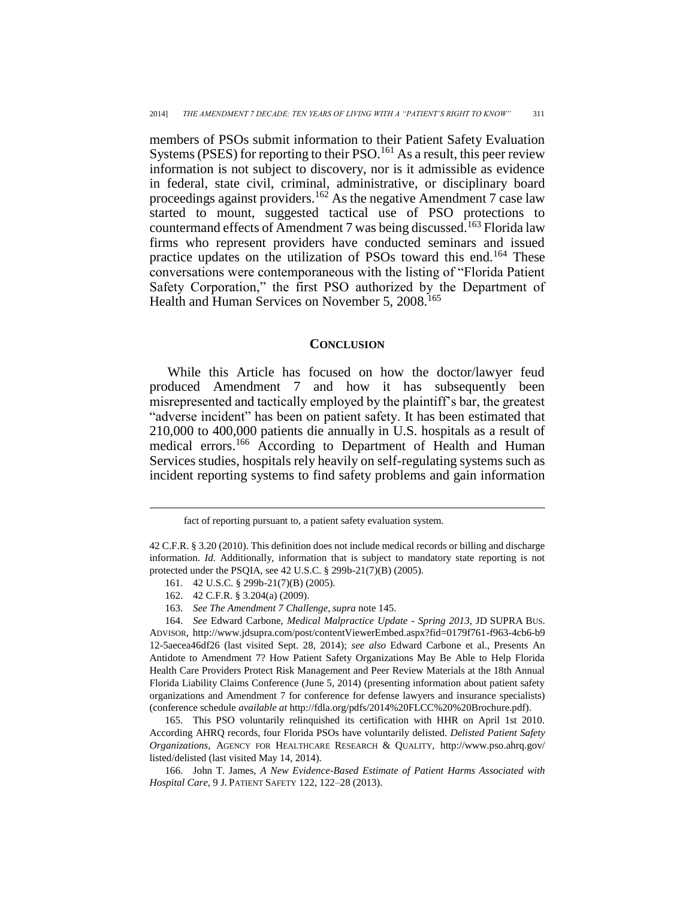members of PSOs submit information to their Patient Safety Evaluation Systems (PSES) for reporting to their PSO.[161] As a result, this peer review information is not subject to discovery, nor is it admissible as evidence in federal, state civil, criminal, administrative, or disciplinary board proceedings against providers.[162] As the negative Amendment 7 case law started to mount, suggested tactical use of PSO protections to countermand effects of Amendment 7 was being discussed.[163] Florida law firms who represent providers have conducted seminars and issued practice updates on the utilization of PSOs toward this end.[164] These conversations were contemporaneous with the listing of "Florida Patient Safety Corporation," the first PSO authorized by the Department of Health and Human Services on November 5, 2008.[165]

## CONCLUSION

While this Article has focused on how the doctor/lawyer feud produced Amendment 7 and how it has subsequently been misrepresented and tactically employed by the plaintiff's bar, the greatest "adverse incident" has been on patient safety. It has been estimated that 210,000 to 400,000 patients die annually in U.S. hospitals as a result of medical errors.[166] According to Department of Health and Human Services studies, hospitals rely heavily on self-regulating systems such as incident reporting systems to find safety problems and gain information

---

fact of reporting pursuant to, a patient safety evaluation system.

42 C.F.R. § 3.20 (2010). This definition does not include medical records or billing and discharge information. *Id.* Additionally, information that is subject to mandatory state reporting is not protected under the PSQIA, see 42 U.S.C. § 299b-21(7)(B) (2005).

161. 42 U.S.C. § 299b-21(7)(B) (2005).

162. 42 C.F.R. § 3.204(a) (2009).

163. *See The Amendment 7 Challenge*, *supra* note 145.

164. *See* Edward Carbone, *Medical Malpractice Update - Spring 2013*, JD SUPRA BUS. ADVISOR, http://www.jdsupra.com/post/contentViewerEmbed.aspx?fid=0179f761-f963-4cb6-b912-5aecea46df26 (last visited Sept. 28, 2014); *see also* Edward Carbone et al., Presents An Antidote to Amendment 7? How Patient Safety Organizations May Be Able to Help Florida Health Care Providers Protect Risk Management and Peer Review Materials at the 18th Annual Florida Liability Claims Conference (June 5, 2014) (presenting information about patient safety organizations and Amendment 7 for conference for defense lawyers and insurance specialists) (conference schedule *available at* http://fdla.org/pdfs/2014%20FLCC%20%20Brochure.pdf).

165. This PSO voluntarily relinquished its certification with HHR on April 1st 2010. According AHRQ records, four Florida PSOs have voluntarily delisted. *Delisted Patient Safety Organizations*, AGENCY FOR HEALTHCARE RESEARCH & QUALITY, http://www.pso.ahrq.gov/listed/delisted (last visited May 14, 2014).

166. John T. James, *A New Evidence-Based Estimate of Patient Harms Associated with Hospital Care*, 9 J. PATIENT SAFETY 122, 122–28 (2013).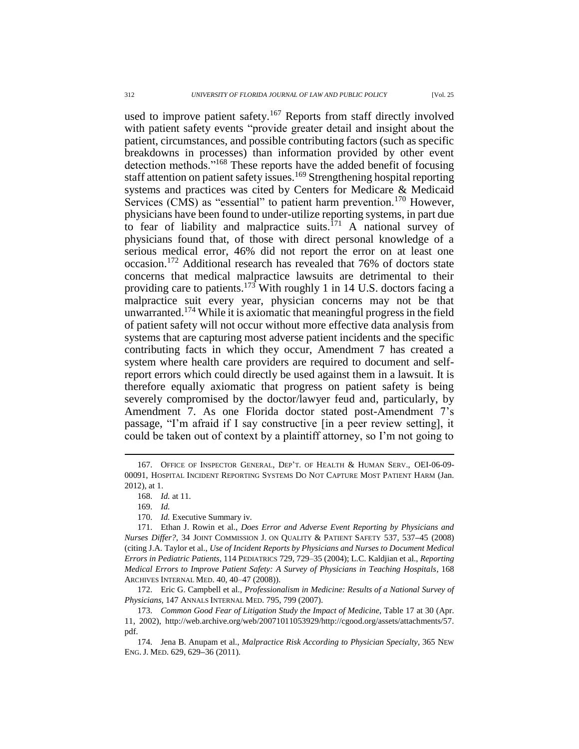used to improve patient safety.[167] Reports from staff directly involved with patient safety events "provide greater detail and insight about the patient, circumstances, and possible contributing factors (such as specific breakdowns in processes) than information provided by other event detection methods."[168] These reports have the added benefit of focusing staff attention on patient safety issues.[169] Strengthening hospital reporting systems and practices was cited by Centers for Medicare & Medicaid Services (CMS) as "essential" to patient harm prevention.[170] However, physicians have been found to under-utilize reporting systems, in part due to fear of liability and malpractice suits.[171] A national survey of physicians found that, of those with direct personal knowledge of a serious medical error, 46% did not report the error on at least one occasion.[172] Additional research has revealed that 76% of doctors state concerns that medical malpractice lawsuits are detrimental to their providing care to patients.[173] With roughly 1 in 14 U.S. doctors facing a malpractice suit every year, physician concerns may not be that unwarranted.[174] While it is axiomatic that meaningful progress in the field of patient safety will not occur without more effective data analysis from systems that are capturing most adverse patient incidents and the specific contributing facts in which they occur, Amendment 7 has created a system where health care providers are required to document and self-report errors which could directly be used against them in a lawsuit. It is therefore equally axiomatic that progress on patient safety is being severely compromised by the doctor/lawyer feud and, particularly, by Amendment 7. As one Florida doctor stated post-Amendment 7's passage, "I'm afraid if I say constructive [in a peer review setting], it could be taken out of context by a plaintiff attorney, so I'm not going to

---

167. OFFICE OF INSPECTOR GENERAL, DEP'T. OF HEALTH & HUMAN SERV., OEI-06-09-00091, HOSPITAL INCIDENT REPORTING SYSTEMS DO NOT CAPTURE MOST PATIENT HARM (Jan. 2012), at 1.

168. *Id.* at 11.

169. *Id.*

170. *Id.* Executive Summary iv.

171. Ethan J. Rowin et al., *Does Error and Adverse Event Reporting by Physicians and Nurses Differ?*, 34 JOINT COMMISSION J. ON QUALITY & PATIENT SAFETY 537, 537–45 (2008) (citing J.A. Taylor et al., *Use of Incident Reports by Physicians and Nurses to Document Medical Errors in Pediatric Patients*, 114 PEDIATRICS 729, 729–35 (2004); L.C. Kaldjian et al., *Reporting Medical Errors to Improve Patient Safety: A Survey of Physicians in Teaching Hospitals*, 168 ARCHIVES INTERNAL MED. 40, 40–47 (2008)).

172. Eric G. Campbell et al., *Professionalism in Medicine: Results of a National Survey of Physicians*, 147 ANNALS INTERNAL MED. 795, 799 (2007).

173. *Common Good Fear of Litigation Study the Impact of Medicine*, Table 17 at 30 (Apr. 11, 2002), http://web.archive.org/web/20071011053929/http://cgood.org/assets/attachments/57.pdf.

174. Jena B. Anupam et al., *Malpractice Risk According to Physician Specialty*, 365 NEW ENG. J. MED. 629, 629–36 (2011).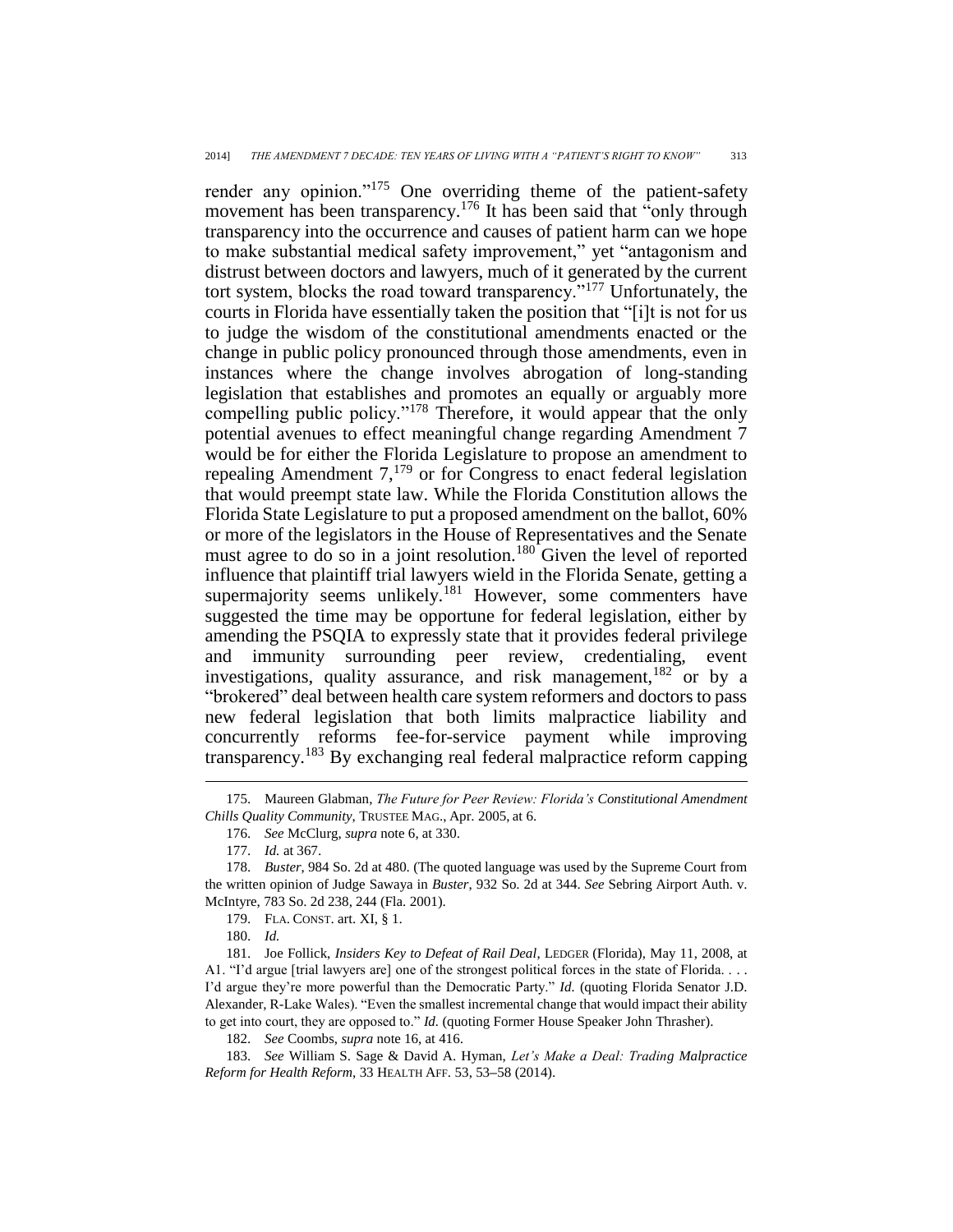render any opinion."[175] One overriding theme of the patient-safety movement has been transparency.[176] It has been said that "only through transparency into the occurrence and causes of patient harm can we hope to make substantial medical safety improvement," yet "antagonism and distrust between doctors and lawyers, much of it generated by the current tort system, blocks the road toward transparency."[177] Unfortunately, the courts in Florida have essentially taken the position that "[i]t is not for us to judge the wisdom of the constitutional amendments enacted or the change in public policy pronounced through those amendments, even in instances where the change involves abrogation of long-standing legislation that establishes and promotes an equally or arguably more compelling public policy."[178] Therefore, it would appear that the only potential avenues to effect meaningful change regarding Amendment 7 would be for either the Florida Legislature to propose an amendment to repealing Amendment 7,[179] or for Congress to enact federal legislation that would preempt state law. While the Florida Constitution allows the Florida State Legislature to put a proposed amendment on the ballot, 60% or more of the legislators in the House of Representatives and the Senate must agree to do so in a joint resolution.[180] Given the level of reported influence that plaintiff trial lawyers wield in the Florida Senate, getting a supermajority seems unlikely.[181] However, some commenters have suggested the time may be opportune for federal legislation, either by amending the PSQIA to expressly state that it provides federal privilege and immunity surrounding peer review, credentialing, event investigations, quality assurance, and risk management,[182] or by a "brokered" deal between health care system reformers and doctors to pass new federal legislation that both limits malpractice liability and concurrently reforms fee-for-service payment while improving transparency.[183] By exchanging real federal malpractice reform capping

175. Maureen Glabman, *The Future for Peer Review: Florida's Constitutional Amendment Chills Quality Community*, TRUSTEE MAG., Apr. 2005, at 6.

176. *See* McClurg, *supra* note 6, at 330.

177. *Id.* at 367.

178. *Buster*, 984 So. 2d at 480. (The quoted language was used by the Supreme Court from the written opinion of Judge Sawaya in *Buster*, 932 So. 2d at 344. *See* Sebring Airport Auth. v. McIntyre, 783 So. 2d 238, 244 (Fla. 2001).

179. FLA. CONST. art. XI, § 1.

180. *Id.*

181. Joe Follick, *Insiders Key to Defeat of Rail Deal*, LEDGER (Florida), May 11, 2008, at A1. "I'd argue [trial lawyers are] one of the strongest political forces in the state of Florida. . . . I'd argue they're more powerful than the Democratic Party." *Id.* (quoting Florida Senator J.D. Alexander, R-Lake Wales). "Even the smallest incremental change that would impact their ability to get into court, they are opposed to." *Id.* (quoting Former House Speaker John Thrasher).

182. *See* Coombs, *supra* note 16, at 416.

183. *See* William S. Sage & David A. Hyman, *Let's Make a Deal: Trading Malpractice Reform for Health Reform*, 33 HEALTH AFF. 53, 53–58 (2014).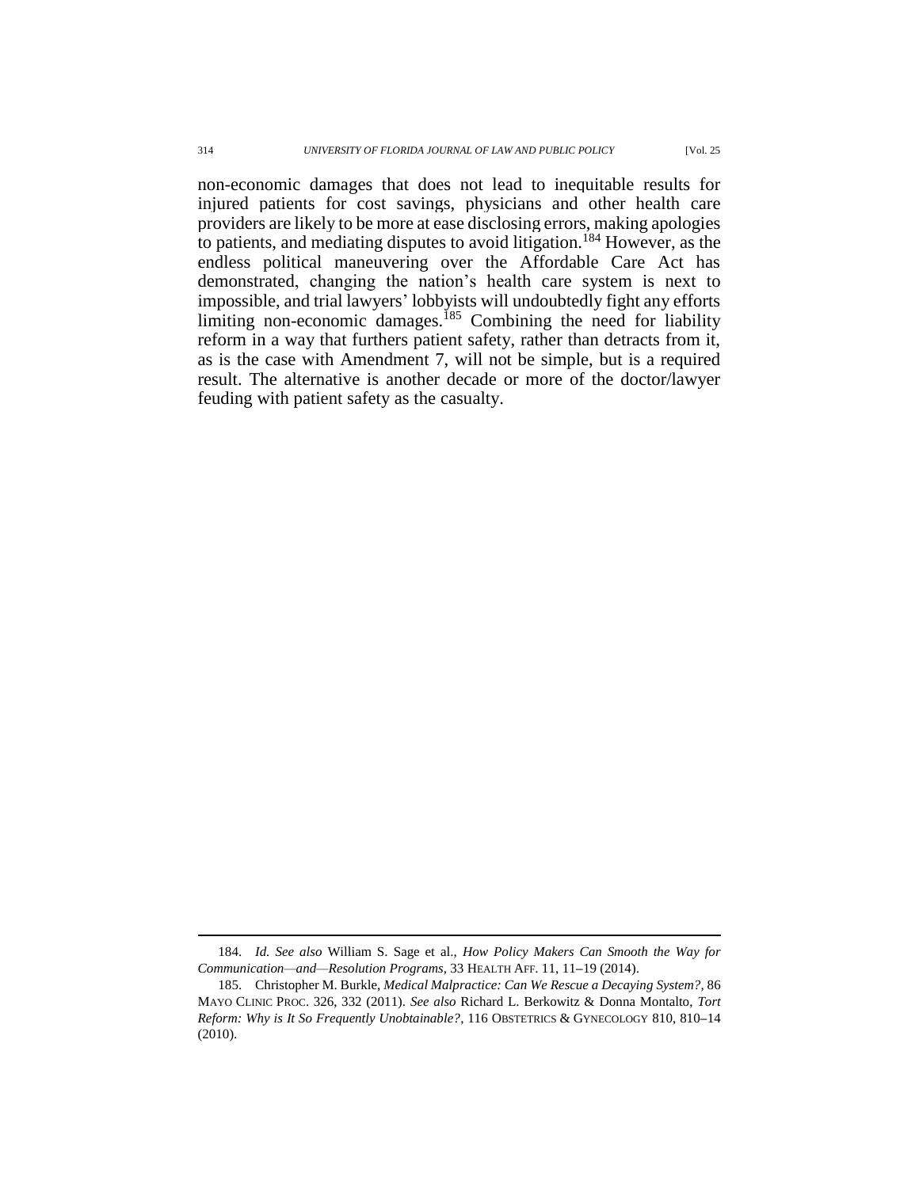non-economic damages that does not lead to inequitable results for injured patients for cost savings, physicians and other health care providers are likely to be more at ease disclosing errors, making apologies to patients, and mediating disputes to avoid litigation.[184] However, as the endless political maneuvering over the Affordable Care Act has demonstrated, changing the nation's health care system is next to impossible, and trial lawyers' lobbyists will undoubtedly fight any efforts limiting non-economic damages.[185] Combining the need for liability reform in a way that furthers patient safety, rather than detracts from it, as is the case with Amendment 7, will not be simple, but is a required result. The alternative is another decade or more of the doctor/lawyer feuding with patient safety as the casualty.

---

184. *Id. See also* William S. Sage et al., *How Policy Makers Can Smooth the Way for Communication—and—Resolution Programs*, 33 HEALTH AFF. 11, 11–19 (2014).

185. Christopher M. Burkle, *Medical Malpractice: Can We Rescue a Decaying System?*, 86 MAYO CLINIC PROC. 326, 332 (2011). *See also* Richard L. Berkowitz & Donna Montalto, *Tort Reform: Why is It So Frequently Unobtainable?*, 116 OBSTETRICS & GYNECOLOGY 810, 810–14 (2010).